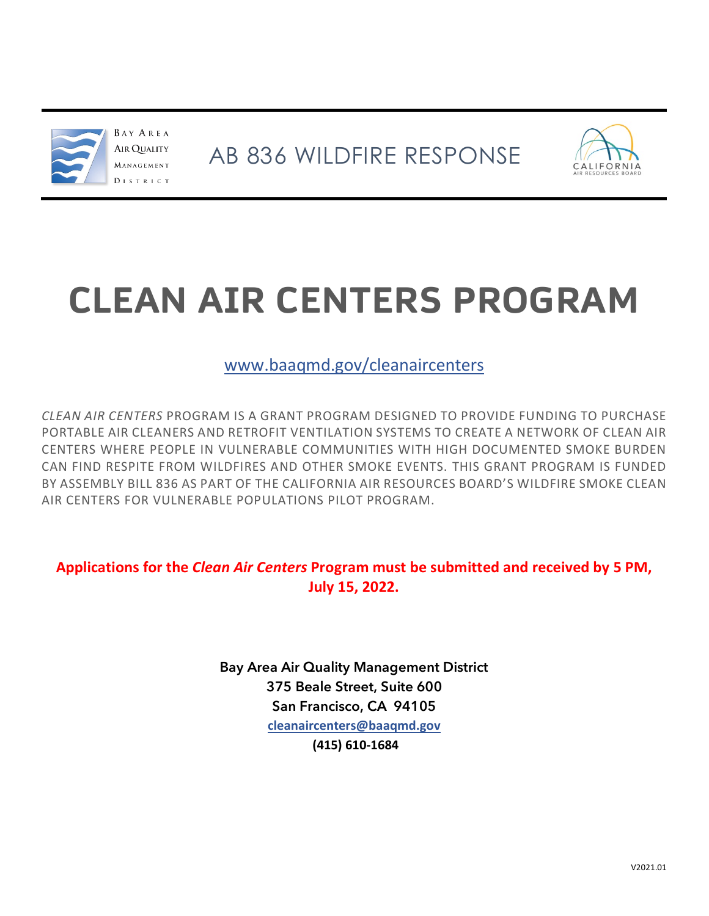Bay Area Air Quality Management District

AB 836 WILDFIRE RESPONSE

California Air Resources Board

# CLEAN AIR CENTERS PROGRAM

www.baaqmd.gov/cleanaircenters

*CLEAN AIR CENTERS* PROGRAM IS A GRANT PROGRAM DESIGNED TO PROVIDE FUNDING TO PURCHASE PORTABLE AIR CLEANERS AND RETROFIT VENTILATION SYSTEMS TO CREATE A NETWORK OF CLEAN AIR CENTERS WHERE PEOPLE IN VULNERABLE COMMUNITIES WITH HIGH DOCUMENTED SMOKE BURDEN CAN FIND RESPITE FROM WILDFIRES AND OTHER SMOKE EVENTS. THIS GRANT PROGRAM IS FUNDED BY ASSEMBLY BILL 836 AS PART OF THE CALIFORNIA AIR RESOURCES BOARD'S WILDFIRE SMOKE CLEAN AIR CENTERS FOR VULNERABLE POPULATIONS PILOT PROGRAM.

**Applications for the *Clean Air Centers* Program must be submitted and received by 5 PM, July 15, 2022.**

**Bay Area Air Quality Management District**
**375 Beale Street, Suite 600**
**San Francisco, CA 94105**
**cleanaircenters@baaqmd.gov**
**(415) 610-1684**

V2021.01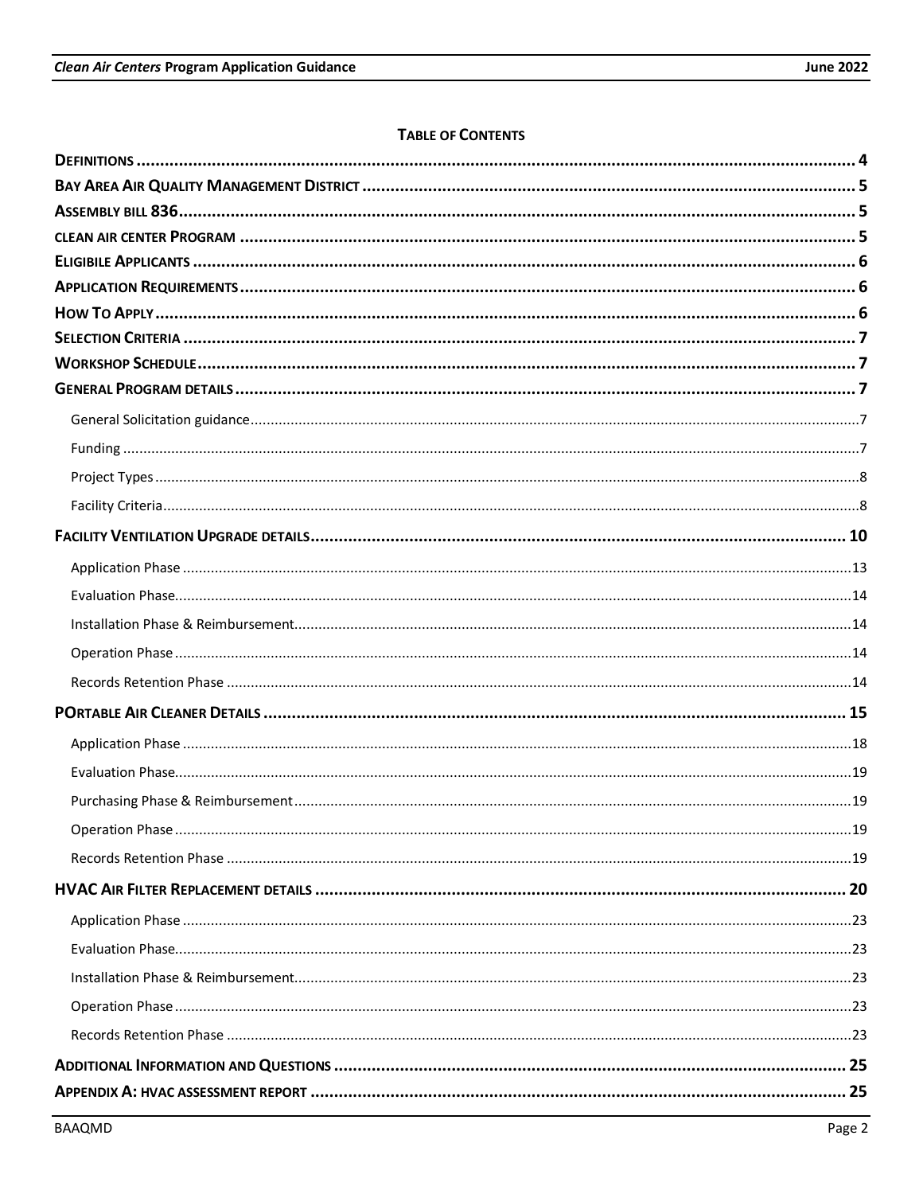**TABLE OF CONTENTS**

**DEFINITIONS** .......... 4

**BAY AREA AIR QUALITY MANAGEMENT DISTRICT** .......... 5

**ASSEMBLY BILL 836** .......... 5

**CLEAN AIR CENTER PROGRAM** .......... 5

**ELIGIBILE APPLICANTS** .......... 6

**APPLICATION REQUIREMENTS** .......... 6

**HOW TO APPLY** .......... 6

**SELECTION CRITERIA** .......... 7

**WORKSHOP SCHEDULE** .......... 7

**GENERAL PROGRAM DETAILS** .......... 7

- General Solicitation guidance .......... 7
- Funding .......... 7
- Project Types .......... 8
- Facility Criteria .......... 8

**FACILITY VENTILATION UPGRADE DETAILS** .......... 10

- Application Phase .......... 13
- Evaluation Phase .......... 14
- Installation Phase & Reimbursement .......... 14
- Operation Phase .......... 14
- Records Retention Phase .......... 14

**PORTABLE AIR CLEANER DETAILS** .......... 15

- Application Phase .......... 18
- Evaluation Phase .......... 19
- Purchasing Phase & Reimbursement .......... 19
- Operation Phase .......... 19
- Records Retention Phase .......... 19

**HVAC AIR FILTER REPLACEMENT DETAILS** .......... 20

- Application Phase .......... 23
- Evaluation Phase .......... 23
- Installation Phase & Reimbursement .......... 23
- Operation Phase .......... 23
- Records Retention Phase .......... 23

**ADDITIONAL INFORMATION AND QUESTIONS** .......... 25

**APPENDIX A: HVAC ASSESSMENT REPORT** .......... 25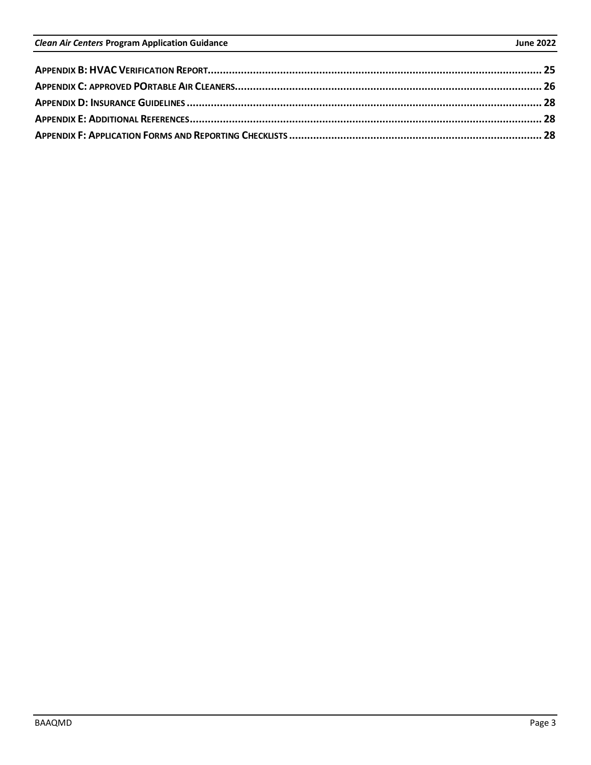**APPENDIX B: HVAC VERIFICATION REPORT** ........................................................................ 25
**APPENDIX C: APPROVED PORTABLE AIR CLEANERS** ........................................................................ 26
**APPENDIX D: INSURANCE GUIDELINES** ........................................................................ 28
**APPENDIX E: ADDITIONAL REFERENCES** ........................................................................ 28
**APPENDIX F: APPLICATION FORMS AND REPORTING CHECKLISTS** ........................................................................ 28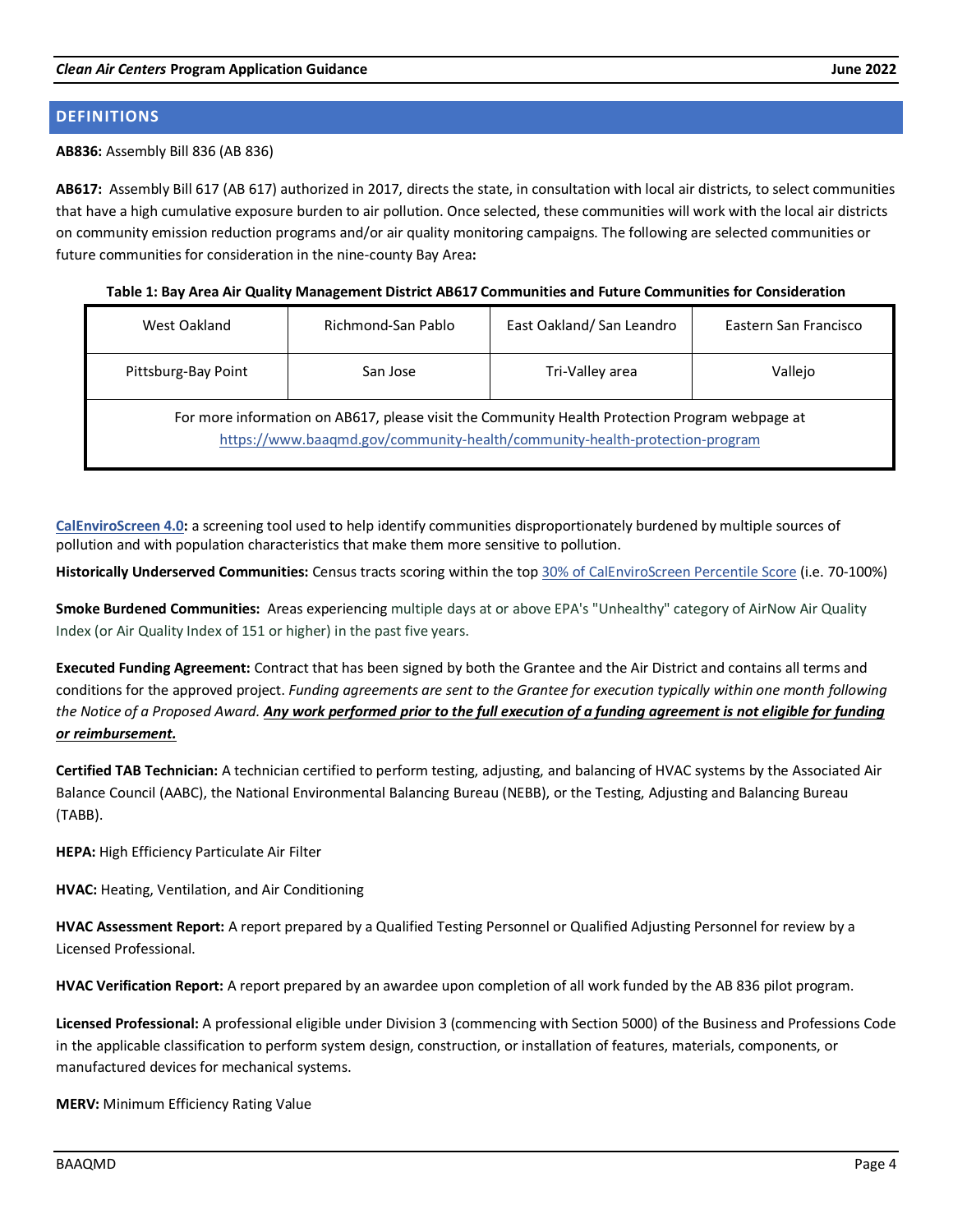## DEFINITIONS

**AB836:** Assembly Bill 836 (AB 836)

**AB617:** Assembly Bill 617 (AB 617) authorized in 2017, directs the state, in consultation with local air districts, to select communities that have a high cumulative exposure burden to air pollution. Once selected, these communities will work with the local air districts on community emission reduction programs and/or air quality monitoring campaigns. The following are selected communities or future communities for consideration in the nine-county Bay Area**:**

**Table 1: Bay Area Air Quality Management District AB617 Communities and Future Communities for Consideration**

| West Oakland | Richmond-San Pablo | East Oakland/ San Leandro | Eastern San Francisco |
|---|---|---|---|
| Pittsburg-Bay Point | San Jose | Tri-Valley area | Vallejo |
| For more information on AB617, please visit the Community Health Protection Program webpage at https://www.baaqmd.gov/community-health/community-health-protection-program | | | |

**CalEnviroScreen 4.0:** a screening tool used to help identify communities disproportionately burdened by multiple sources of pollution and with population characteristics that make them more sensitive to pollution.

**Historically Underserved Communities:** Census tracts scoring within the top 30% of CalEnviroScreen Percentile Score (i.e. 70-100%)

**Smoke Burdened Communities:** Areas experiencing multiple days at or above EPA's "Unhealthy" category of AirNow Air Quality Index (or Air Quality Index of 151 or higher) in the past five years.

**Executed Funding Agreement:** Contract that has been signed by both the Grantee and the Air District and contains all terms and conditions for the approved project. *Funding agreements are sent to the Grantee for execution typically within one month following the Notice of a Proposed Award.* ***Any work performed prior to the full execution of a funding agreement is not eligible for funding or reimbursement.***

**Certified TAB Technician:** A technician certified to perform testing, adjusting, and balancing of HVAC systems by the Associated Air Balance Council (AABC), the National Environmental Balancing Bureau (NEBB), or the Testing, Adjusting and Balancing Bureau (TABB).

**HEPA:** High Efficiency Particulate Air Filter

**HVAC:** Heating, Ventilation, and Air Conditioning

**HVAC Assessment Report:** A report prepared by a Qualified Testing Personnel or Qualified Adjusting Personnel for review by a Licensed Professional.

**HVAC Verification Report:** A report prepared by an awardee upon completion of all work funded by the AB 836 pilot program.

**Licensed Professional:** A professional eligible under Division 3 (commencing with Section 5000) of the Business and Professions Code in the applicable classification to perform system design, construction, or installation of features, materials, components, or manufactured devices for mechanical systems.

**MERV:** Minimum Efficiency Rating Value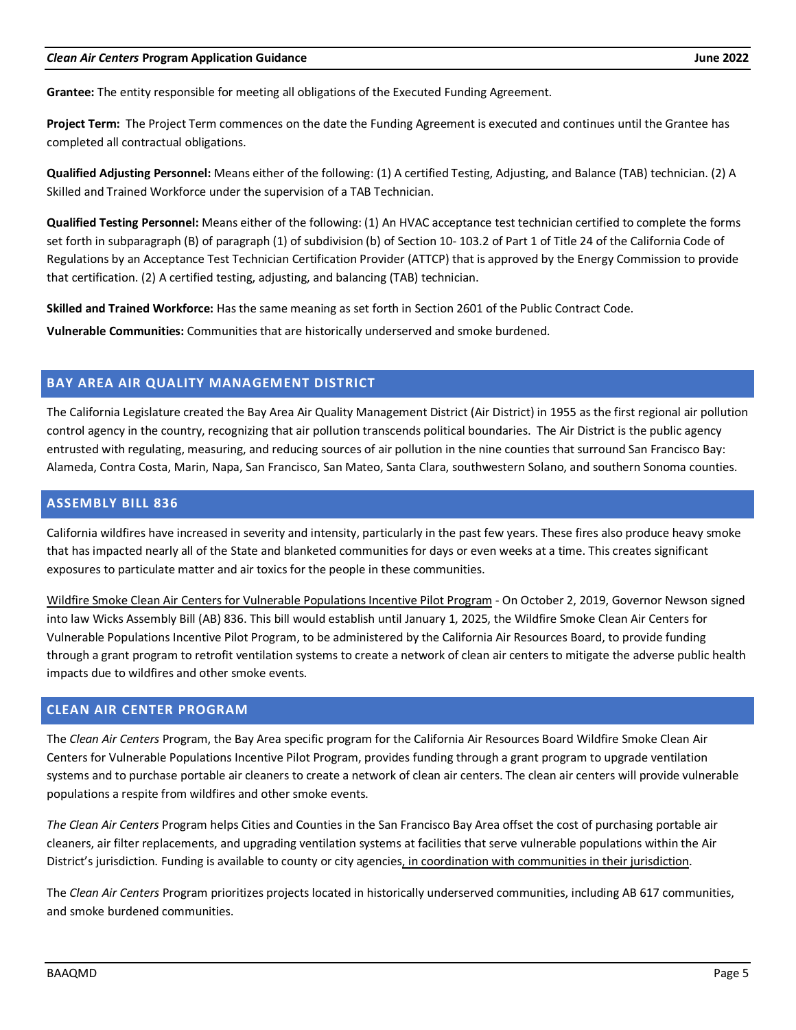**Grantee:** The entity responsible for meeting all obligations of the Executed Funding Agreement.

**Project Term:** The Project Term commences on the date the Funding Agreement is executed and continues until the Grantee has completed all contractual obligations.

**Qualified Adjusting Personnel:** Means either of the following: (1) A certified Testing, Adjusting, and Balance (TAB) technician. (2) A Skilled and Trained Workforce under the supervision of a TAB Technician.

**Qualified Testing Personnel:** Means either of the following: (1) An HVAC acceptance test technician certified to complete the forms set forth in subparagraph (B) of paragraph (1) of subdivision (b) of Section 10- 103.2 of Part 1 of Title 24 of the California Code of Regulations by an Acceptance Test Technician Certification Provider (ATTCP) that is approved by the Energy Commission to provide that certification. (2) A certified testing, adjusting, and balancing (TAB) technician.

**Skilled and Trained Workforce:** Has the same meaning as set forth in Section 2601 of the Public Contract Code.

**Vulnerable Communities:** Communities that are historically underserved and smoke burdened.

## BAY AREA AIR QUALITY MANAGEMENT DISTRICT

The California Legislature created the Bay Area Air Quality Management District (Air District) in 1955 as the first regional air pollution control agency in the country, recognizing that air pollution transcends political boundaries. The Air District is the public agency entrusted with regulating, measuring, and reducing sources of air pollution in the nine counties that surround San Francisco Bay: Alameda, Contra Costa, Marin, Napa, San Francisco, San Mateo, Santa Clara, southwestern Solano, and southern Sonoma counties.

## ASSEMBLY BILL 836

California wildfires have increased in severity and intensity, particularly in the past few years. These fires also produce heavy smoke that has impacted nearly all of the State and blanketed communities for days or even weeks at a time. This creates significant exposures to particulate matter and air toxics for the people in these communities.

Wildfire Smoke Clean Air Centers for Vulnerable Populations Incentive Pilot Program - On October 2, 2019, Governor Newson signed into law Wicks Assembly Bill (AB) 836. This bill would establish until January 1, 2025, the Wildfire Smoke Clean Air Centers for Vulnerable Populations Incentive Pilot Program, to be administered by the California Air Resources Board, to provide funding through a grant program to retrofit ventilation systems to create a network of clean air centers to mitigate the adverse public health impacts due to wildfires and other smoke events.

## CLEAN AIR CENTER PROGRAM

The *Clean Air Centers* Program, the Bay Area specific program for the California Air Resources Board Wildfire Smoke Clean Air Centers for Vulnerable Populations Incentive Pilot Program, provides funding through a grant program to upgrade ventilation systems and to purchase portable air cleaners to create a network of clean air centers. The clean air centers will provide vulnerable populations a respite from wildfires and other smoke events.

*The Clean Air Centers* Program helps Cities and Counties in the San Francisco Bay Area offset the cost of purchasing portable air cleaners, air filter replacements, and upgrading ventilation systems at facilities that serve vulnerable populations within the Air District's jurisdiction. Funding is available to county or city agencies, in coordination with communities in their jurisdiction.

The *Clean Air Centers* Program prioritizes projects located in historically underserved communities, including AB 617 communities, and smoke burdened communities.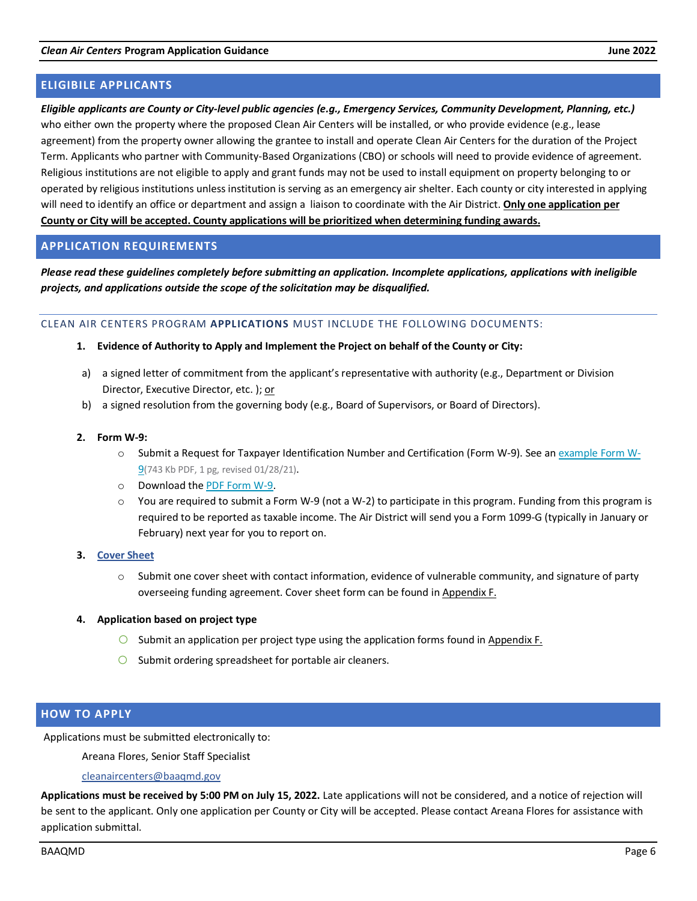## ELIGIBILE APPLICANTS

***Eligible applicants are County or City-level public agencies (e.g., Emergency Services, Community Development, Planning, etc.)*** who either own the property where the proposed Clean Air Centers will be installed, or who provide evidence (e.g., lease agreement) from the property owner allowing the grantee to install and operate Clean Air Centers for the duration of the Project Term. Applicants who partner with Community-Based Organizations (CBO) or schools will need to provide evidence of agreement. Religious institutions are not eligible to apply and grant funds may not be used to install equipment on property belonging to or operated by religious institutions unless institution is serving as an emergency air shelter. Each county or city interested in applying will need to identify an office or department and assign a liaison to coordinate with the Air District. **<u>Only one application per County or City will be accepted. County applications will be prioritized when determining funding awards.</u>**

## APPLICATION REQUIREMENTS

***Please read these guidelines completely before submitting an application. Incomplete applications, applications with ineligible projects, and applications outside the scope of the solicitation may be disqualified.***

### CLEAN AIR CENTERS PROGRAM **APPLICATIONS** MUST INCLUDE THE FOLLOWING DOCUMENTS:

1. **Evidence of Authority to Apply and Implement the Project on behalf of the County or City:**

   a) a signed letter of commitment from the applicant's representative with authority (e.g., Department or Division Director, Executive Director, etc. ); <u>or</u>

   b) a signed resolution from the governing body (e.g., Board of Supervisors, or Board of Directors).

2. **Form W-9:**
   - Submit a Request for Taxpayer Identification Number and Certification (Form W-9). See an [example Form W-9](743 Kb PDF, 1 pg, revised 01/28/21).
   - Download the [PDF Form W-9].
   - You are required to submit a Form W-9 (not a W-2) to participate in this program. Funding from this program is required to be reported as taxable income. The Air District will send you a Form 1099-G (typically in January or February) next year for you to report on.

3. **[Cover Sheet]**
   - Submit one cover sheet with contact information, evidence of vulnerable community, and signature of party overseeing funding agreement. Cover sheet form can be found in <u>Appendix F.</u>

4. **Application based on project type**
   - Submit an application per project type using the application forms found in <u>Appendix F.</u>
   - Submit ordering spreadsheet for portable air cleaners.

## HOW TO APPLY

Applications must be submitted electronically to:

Areana Flores, Senior Staff Specialist

cleanaircenters@baaqmd.gov

**Applications must be received by 5:00 PM on July 15, 2022.** Late applications will not be considered, and a notice of rejection will be sent to the applicant. Only one application per County or City will be accepted. Please contact Areana Flores for assistance with application submittal.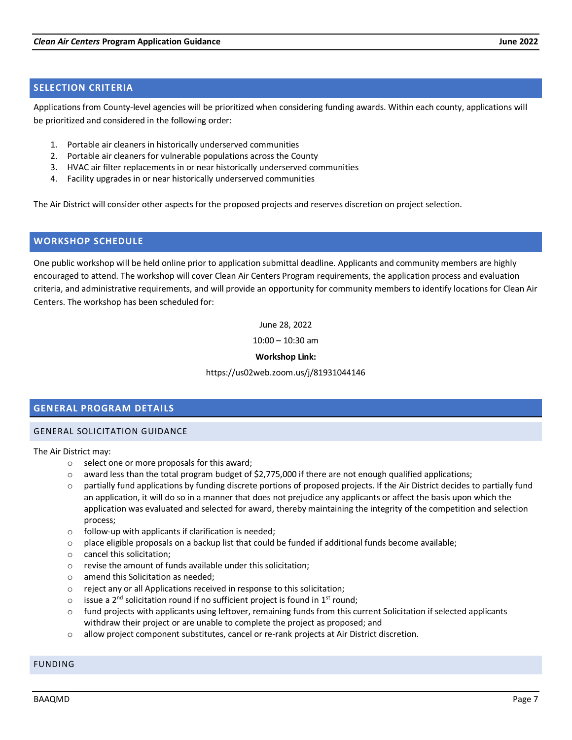## SELECTION CRITERIA

Applications from County-level agencies will be prioritized when considering funding awards. Within each county, applications will be prioritized and considered in the following order:

1. Portable air cleaners in historically underserved communities
2. Portable air cleaners for vulnerable populations across the County
3. HVAC air filter replacements in or near historically underserved communities
4. Facility upgrades in or near historically underserved communities

The Air District will consider other aspects for the proposed projects and reserves discretion on project selection.

## WORKSHOP SCHEDULE

One public workshop will be held online prior to application submittal deadline. Applicants and community members are highly encouraged to attend. The workshop will cover Clean Air Centers Program requirements, the application process and evaluation criteria, and administrative requirements, and will provide an opportunity for community members to identify locations for Clean Air Centers. The workshop has been scheduled for:

June 28, 2022

10:00 – 10:30 am

**Workshop Link:**

https://us02web.zoom.us/j/81931044146

## GENERAL PROGRAM DETAILS

### GENERAL SOLICITATION GUIDANCE

The Air District may:

- select one or more proposals for this award;
- award less than the total program budget of $2,775,000 if there are not enough qualified applications;
- partially fund applications by funding discrete portions of proposed projects. If the Air District decides to partially fund an application, it will do so in a manner that does not prejudice any applicants or affect the basis upon which the application was evaluated and selected for award, thereby maintaining the integrity of the competition and selection process;
- follow-up with applicants if clarification is needed;
- place eligible proposals on a backup list that could be funded if additional funds become available;
- cancel this solicitation;
- revise the amount of funds available under this solicitation;
- amend this Solicitation as needed;
- reject any or all Applications received in response to this solicitation;
- issue a 2nd solicitation round if no sufficient project is found in 1st round;
- fund projects with applicants using leftover, remaining funds from this current Solicitation if selected applicants withdraw their project or are unable to complete the project as proposed; and
- allow project component substitutes, cancel or re-rank projects at Air District discretion.

### FUNDING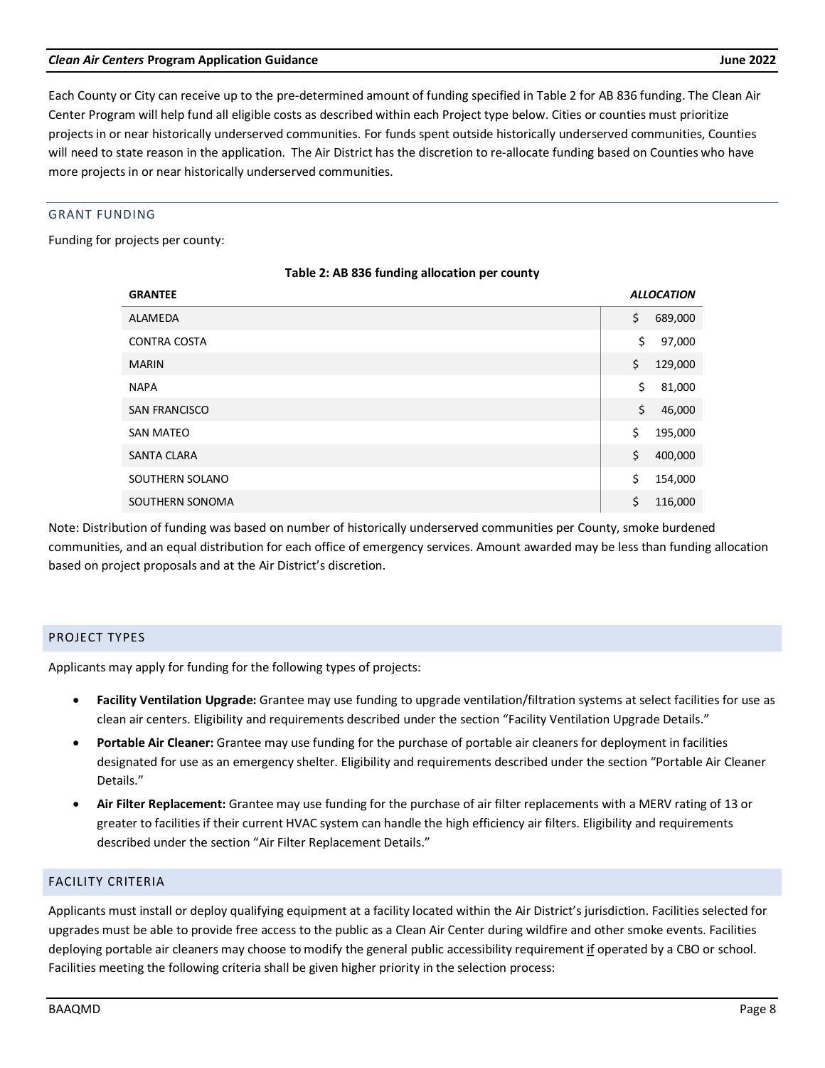Each County or City can receive up to the pre-determined amount of funding specified in Table 2 for AB 836 funding. The Clean Air Center Program will help fund all eligible costs as described within each Project type below. Cities or counties must prioritize projects in or near historically underserved communities. For funds spent outside historically underserved communities, Counties will need to state reason in the application. The Air District has the discretion to re-allocate funding based on Counties who have more projects in or near historically underserved communities.

## GRANT FUNDING

Funding for projects per county:

**Table 2: AB 836 funding allocation per county**

| GRANTEE | *ALLOCATION* |
|---|---|
| ALAMEDA | $ 689,000 |
| CONTRA COSTA | $ 97,000 |
| MARIN | $ 129,000 |
| NAPA | $ 81,000 |
| SAN FRANCISCO | $ 46,000 |
| SAN MATEO | $ 195,000 |
| SANTA CLARA | $ 400,000 |
| SOUTHERN SOLANO | $ 154,000 |
| SOUTHERN SONOMA | $ 116,000 |

Note: Distribution of funding was based on number of historically underserved communities per County, smoke burdened communities, and an equal distribution for each office of emergency services. Amount awarded may be less than funding allocation based on project proposals and at the Air District's discretion.

## PROJECT TYPES

Applicants may apply for funding for the following types of projects:

- **Facility Ventilation Upgrade:** Grantee may use funding to upgrade ventilation/filtration systems at select facilities for use as clean air centers. Eligibility and requirements described under the section "Facility Ventilation Upgrade Details."
- **Portable Air Cleaner:** Grantee may use funding for the purchase of portable air cleaners for deployment in facilities designated for use as an emergency shelter. Eligibility and requirements described under the section "Portable Air Cleaner Details."
- **Air Filter Replacement:** Grantee may use funding for the purchase of air filter replacements with a MERV rating of 13 or greater to facilities if their current HVAC system can handle the high efficiency air filters. Eligibility and requirements described under the section "Air Filter Replacement Details."

## FACILITY CRITERIA

Applicants must install or deploy qualifying equipment at a facility located within the Air District's jurisdiction. Facilities selected for upgrades must be able to provide free access to the public as a Clean Air Center during wildfire and other smoke events. Facilities deploying portable air cleaners may choose to modify the general public accessibility requirement if operated by a CBO or school. Facilities meeting the following criteria shall be given higher priority in the selection process: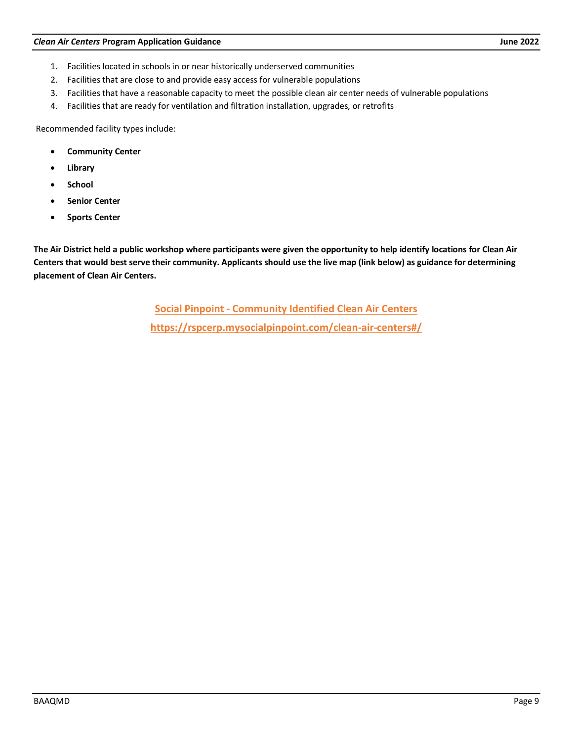1. Facilities located in schools in or near historically underserved communities
2. Facilities that are close to and provide easy access for vulnerable populations
3. Facilities that have a reasonable capacity to meet the possible clean air center needs of vulnerable populations
4. Facilities that are ready for ventilation and filtration installation, upgrades, or retrofits

Recommended facility types include:

- **Community Center**
- **Library**
- **School**
- **Senior Center**
- **Sports Center**

**The Air District held a public workshop where participants were given the opportunity to help identify locations for Clean Air Centers that would best serve their community. Applicants should use the live map (link below) as guidance for determining placement of Clean Air Centers.**

**Social Pinpoint - Community Identified Clean Air Centers**

**https://rspcerp.mysocialpinpoint.com/clean-air-centers#/**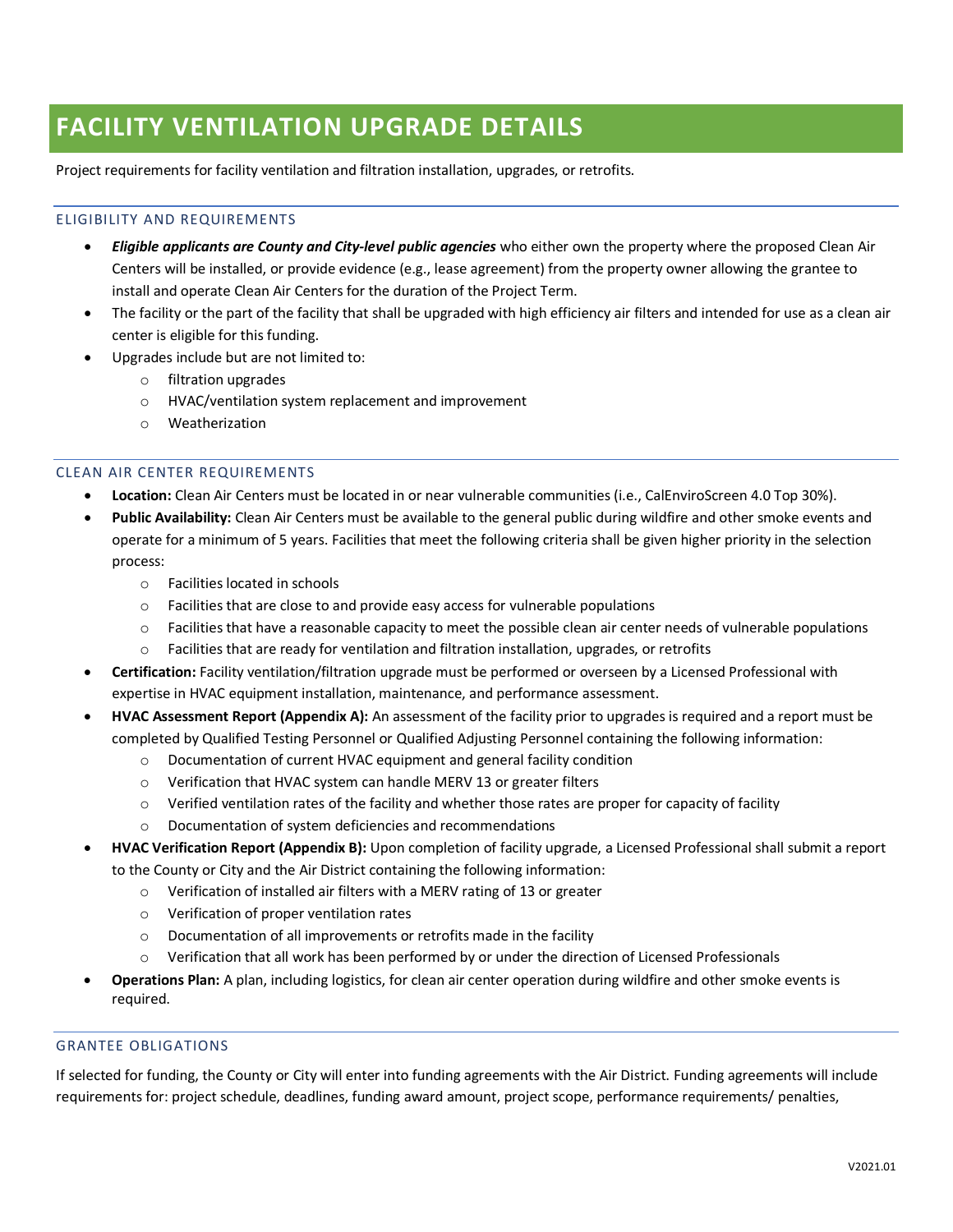# FACILITY VENTILATION UPGRADE DETAILS

Project requirements for facility ventilation and filtration installation, upgrades, or retrofits.

## ELIGIBILITY AND REQUIREMENTS

- ***Eligible applicants are County and City-level public agencies*** who either own the property where the proposed Clean Air Centers will be installed, or provide evidence (e.g., lease agreement) from the property owner allowing the grantee to install and operate Clean Air Centers for the duration of the Project Term.
- The facility or the part of the facility that shall be upgraded with high efficiency air filters and intended for use as a clean air center is eligible for this funding.
- Upgrades include but are not limited to:
  - filtration upgrades
  - HVAC/ventilation system replacement and improvement
  - Weatherization

## CLEAN AIR CENTER REQUIREMENTS

- **Location:** Clean Air Centers must be located in or near vulnerable communities (i.e., CalEnviroScreen 4.0 Top 30%).
- **Public Availability:** Clean Air Centers must be available to the general public during wildfire and other smoke events and operate for a minimum of 5 years. Facilities that meet the following criteria shall be given higher priority in the selection process:
  - Facilities located in schools
  - Facilities that are close to and provide easy access for vulnerable populations
  - Facilities that have a reasonable capacity to meet the possible clean air center needs of vulnerable populations
  - Facilities that are ready for ventilation and filtration installation, upgrades, or retrofits
- **Certification:** Facility ventilation/filtration upgrade must be performed or overseen by a Licensed Professional with expertise in HVAC equipment installation, maintenance, and performance assessment.
- **HVAC Assessment Report (Appendix A):** An assessment of the facility prior to upgrades is required and a report must be completed by Qualified Testing Personnel or Qualified Adjusting Personnel containing the following information:
  - Documentation of current HVAC equipment and general facility condition
  - Verification that HVAC system can handle MERV 13 or greater filters
  - Verified ventilation rates of the facility and whether those rates are proper for capacity of facility
  - Documentation of system deficiencies and recommendations
- **HVAC Verification Report (Appendix B):** Upon completion of facility upgrade, a Licensed Professional shall submit a report to the County or City and the Air District containing the following information:
  - Verification of installed air filters with a MERV rating of 13 or greater
  - Verification of proper ventilation rates
  - Documentation of all improvements or retrofits made in the facility
  - Verification that all work has been performed by or under the direction of Licensed Professionals
- **Operations Plan:** A plan, including logistics, for clean air center operation during wildfire and other smoke events is required.

## GRANTEE OBLIGATIONS

If selected for funding, the County or City will enter into funding agreements with the Air District. Funding agreements will include requirements for: project schedule, deadlines, funding award amount, project scope, performance requirements/ penalties,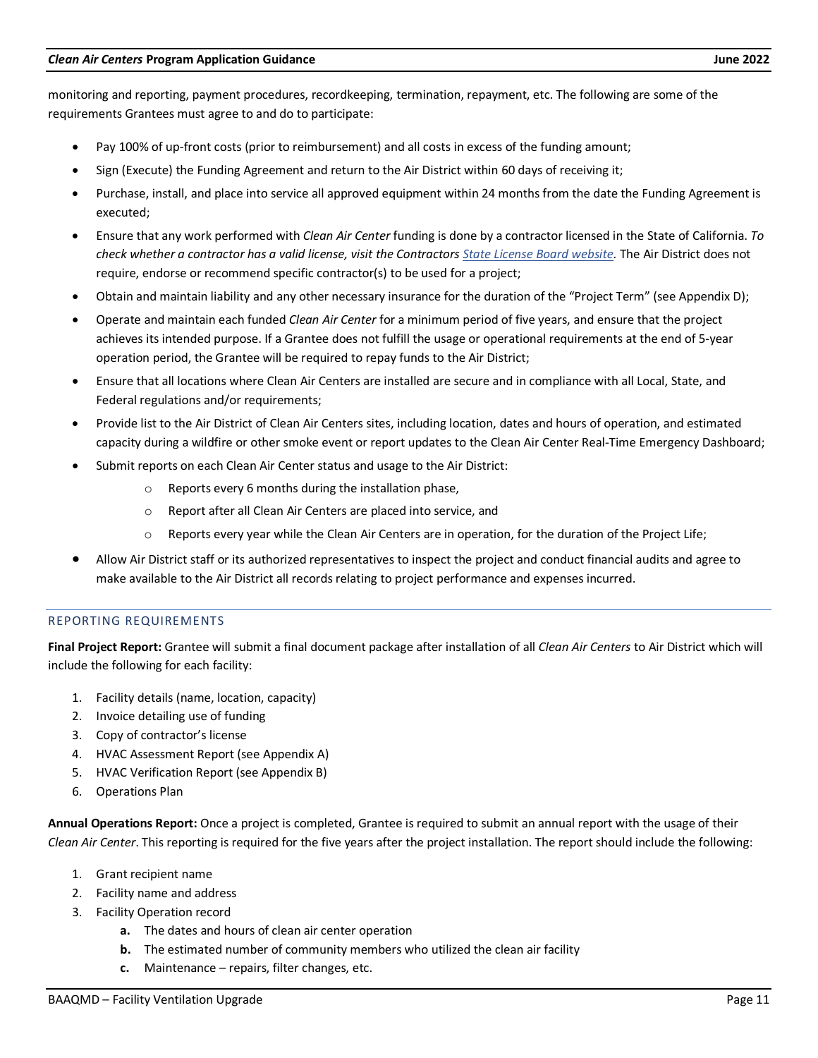monitoring and reporting, payment procedures, recordkeeping, termination, repayment, etc. The following are some of the requirements Grantees must agree to and do to participate:

- Pay 100% of up-front costs (prior to reimbursement) and all costs in excess of the funding amount;
- Sign (Execute) the Funding Agreement and return to the Air District within 60 days of receiving it;
- Purchase, install, and place into service all approved equipment within 24 months from the date the Funding Agreement is executed;
- Ensure that any work performed with *Clean Air Center* funding is done by a contractor licensed in the State of California. *To check whether a contractor has a valid license, visit the Contractors [State License Board website](#).* The Air District does not require, endorse or recommend specific contractor(s) to be used for a project;
- Obtain and maintain liability and any other necessary insurance for the duration of the "Project Term" (see Appendix D);
- Operate and maintain each funded *Clean Air Center* for a minimum period of five years, and ensure that the project achieves its intended purpose. If a Grantee does not fulfill the usage or operational requirements at the end of 5-year operation period, the Grantee will be required to repay funds to the Air District;
- Ensure that all locations where Clean Air Centers are installed are secure and in compliance with all Local, State, and Federal regulations and/or requirements;
- Provide list to the Air District of Clean Air Centers sites, including location, dates and hours of operation, and estimated capacity during a wildfire or other smoke event or report updates to the Clean Air Center Real-Time Emergency Dashboard;
- Submit reports on each Clean Air Center status and usage to the Air District:
    - Reports every 6 months during the installation phase,
    - Report after all Clean Air Centers are placed into service, and
    - Reports every year while the Clean Air Centers are in operation, for the duration of the Project Life;
- Allow Air District staff or its authorized representatives to inspect the project and conduct financial audits and agree to make available to the Air District all records relating to project performance and expenses incurred.

## REPORTING REQUIREMENTS

**Final Project Report:** Grantee will submit a final document package after installation of all *Clean Air Centers* to Air District which will include the following for each facility:

1. Facility details (name, location, capacity)
2. Invoice detailing use of funding
3. Copy of contractor's license
4. HVAC Assessment Report (see Appendix A)
5. HVAC Verification Report (see Appendix B)
6. Operations Plan

**Annual Operations Report:** Once a project is completed, Grantee is required to submit an annual report with the usage of their *Clean Air Center*. This reporting is required for the five years after the project installation. The report should include the following:

1. Grant recipient name
2. Facility name and address
3. Facility Operation record
    - **a.** The dates and hours of clean air center operation
    - **b.** The estimated number of community members who utilized the clean air facility
    - **c.** Maintenance – repairs, filter changes, etc.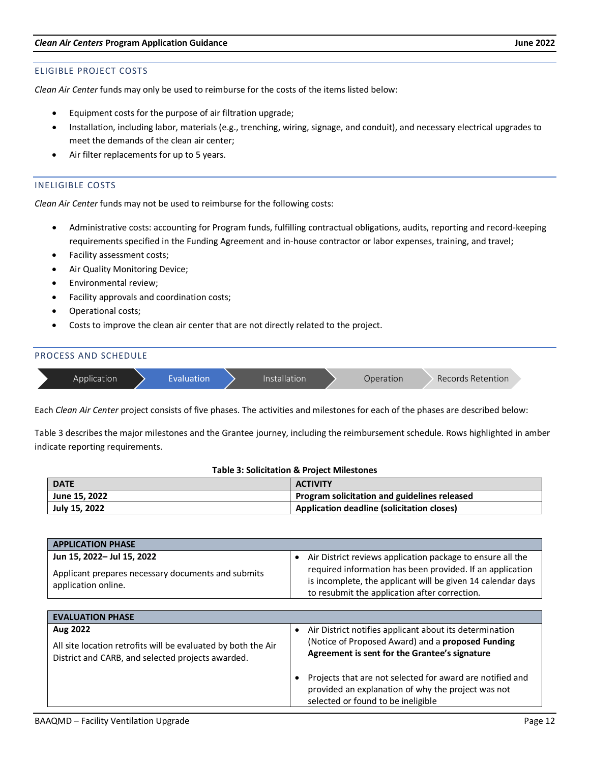### ELIGIBLE PROJECT COSTS

*Clean Air Center* funds may only be used to reimburse for the costs of the items listed below:

- Equipment costs for the purpose of air filtration upgrade;
- Installation, including labor, materials (e.g., trenching, wiring, signage, and conduit), and necessary electrical upgrades to meet the demands of the clean air center;
- Air filter replacements for up to 5 years.

### INELIGIBLE COSTS

*Clean Air Center* funds may not be used to reimburse for the following costs:

- Administrative costs: accounting for Program funds, fulfilling contractual obligations, audits, reporting and record-keeping requirements specified in the Funding Agreement and in-house contractor or labor expenses, training, and travel;
- Facility assessment costs;
- Air Quality Monitoring Device;
- Environmental review;
- Facility approvals and coordination costs;
- Operational costs;
- Costs to improve the clean air center that are not directly related to the project.

### PROCESS AND SCHEDULE

Application → Evaluation → Installation → Operation → Records Retention

Each *Clean Air Center* project consists of five phases. The activities and milestones for each of the phases are described below:

Table 3 describes the major milestones and the Grantee journey, including the reimbursement schedule. Rows highlighted in amber indicate reporting requirements.

**Table 3: Solicitation & Project Milestones**

| DATE | ACTIVITY |
|---|---|
| **June 15, 2022** | **Program solicitation and guidelines released** |
| **July 15, 2022** | **Application deadline (solicitation closes)** |

| APPLICATION PHASE | |
|---|---|
| **Jun 15, 2022– Jul 15, 2022**<br><br>Applicant prepares necessary documents and submits application online. | • Air District reviews application package to ensure all the required information has been provided. If an application is incomplete, the applicant will be given 14 calendar days to resubmit the application after correction. |

| EVALUATION PHASE | |
|---|---|
| **Aug 2022**<br><br>All site location retrofits will be evaluated by both the Air District and CARB, and selected projects awarded. | • Air District notifies applicant about its determination (Notice of Proposed Award) and a **proposed Funding Agreement is sent for the Grantee's signature**<br><br>• Projects that are not selected for award are notified and provided an explanation of why the project was not selected or found to be ineligible |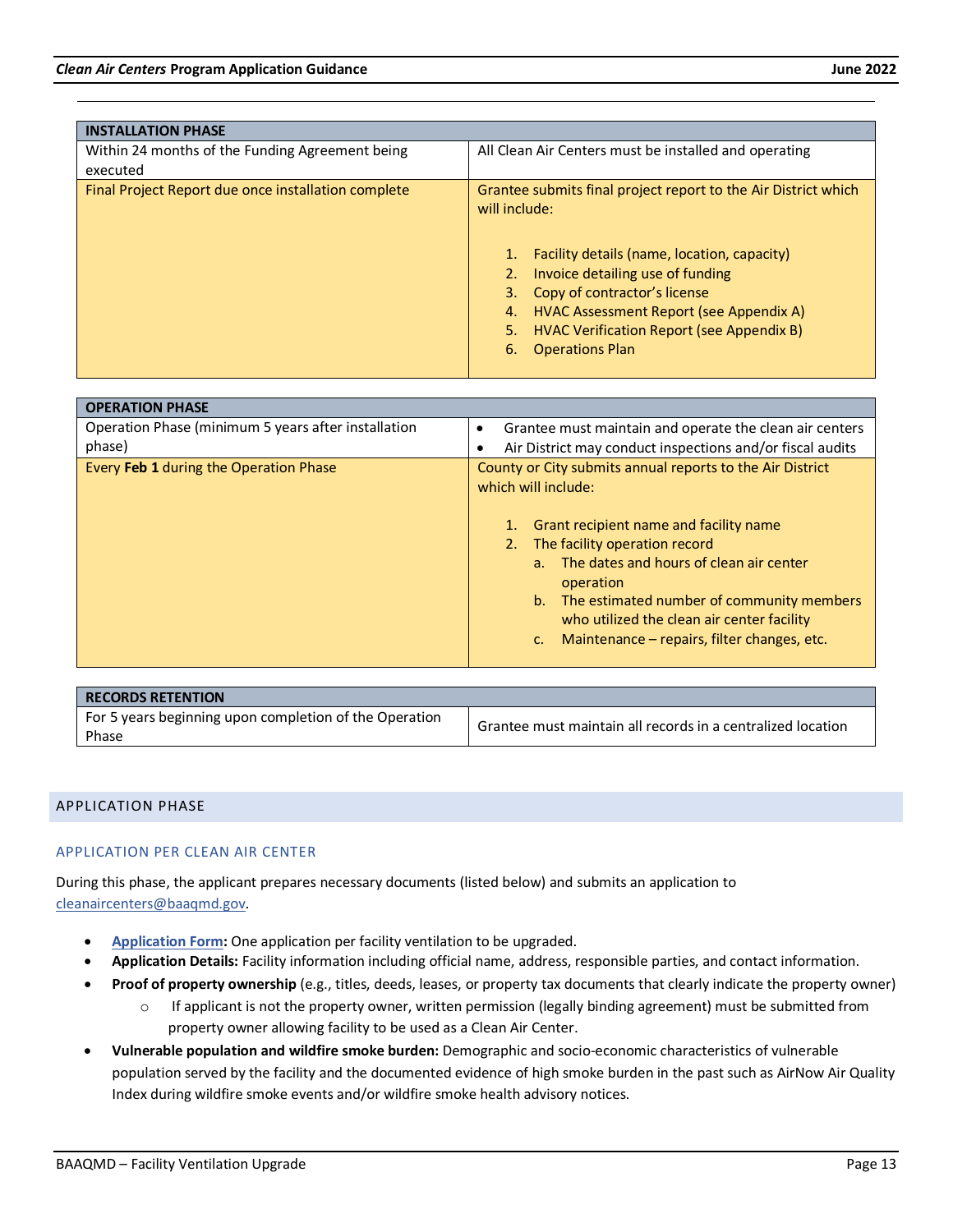| INSTALLATION PHASE | |
|---|---|
| Within 24 months of the Funding Agreement being executed | All Clean Air Centers must be installed and operating |
| Final Project Report due once installation complete | Grantee submits final project report to the Air District which will include:<br><br>1. Facility details (name, location, capacity)<br>2. Invoice detailing use of funding<br>3. Copy of contractor's license<br>4. HVAC Assessment Report (see Appendix A)<br>5. HVAC Verification Report (see Appendix B)<br>6. Operations Plan |

| OPERATION PHASE | |
|---|---|
| Operation Phase (minimum 5 years after installation phase) | • Grantee must maintain and operate the clean air centers<br>• Air District may conduct inspections and/or fiscal audits |
| Every **Feb 1** during the Operation Phase | County or City submits annual reports to the Air District which will include:<br><br>1. Grant recipient name and facility name<br>2. The facility operation record<br>&nbsp;&nbsp;&nbsp;&nbsp;a. The dates and hours of clean air center operation<br>&nbsp;&nbsp;&nbsp;&nbsp;b. The estimated number of community members who utilized the clean air center facility<br>&nbsp;&nbsp;&nbsp;&nbsp;c. Maintenance – repairs, filter changes, etc. |

| RECORDS RETENTION | |
|---|---|
| For 5 years beginning upon completion of the Operation Phase | Grantee must maintain all records in a centralized location |

## APPLICATION PHASE

### APPLICATION PER CLEAN AIR CENTER

During this phase, the applicant prepares necessary documents (listed below) and submits an application to cleanaircenters@baaqmd.gov.

- **Application Form:** One application per facility ventilation to be upgraded.
- **Application Details:** Facility information including official name, address, responsible parties, and contact information.
- **Proof of property ownership** (e.g., titles, deeds, leases, or property tax documents that clearly indicate the property owner)
  - If applicant is not the property owner, written permission (legally binding agreement) must be submitted from property owner allowing facility to be used as a Clean Air Center.
- **Vulnerable population and wildfire smoke burden:** Demographic and socio-economic characteristics of vulnerable population served by the facility and the documented evidence of high smoke burden in the past such as AirNow Air Quality Index during wildfire smoke events and/or wildfire smoke health advisory notices.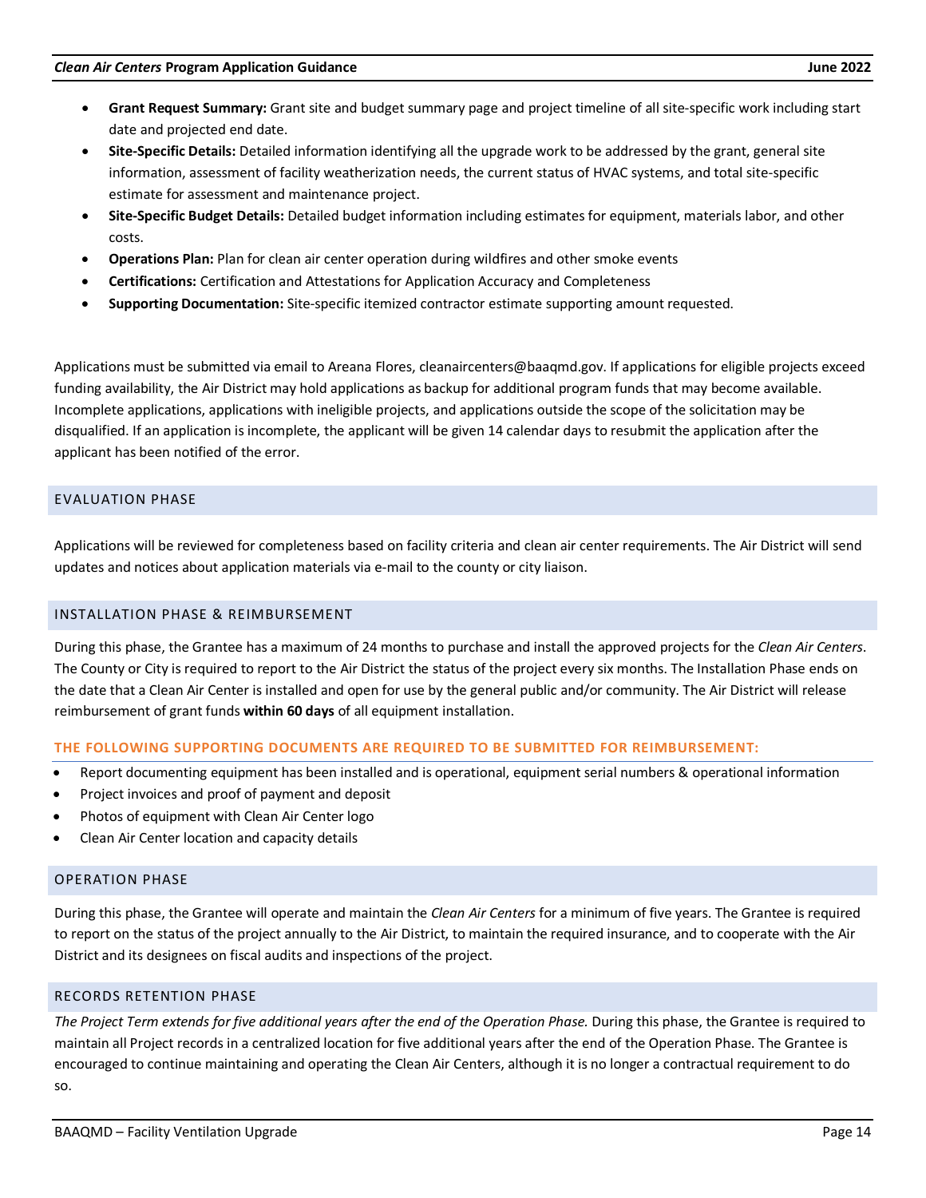- **Grant Request Summary:** Grant site and budget summary page and project timeline of all site-specific work including start date and projected end date.
- **Site-Specific Details:** Detailed information identifying all the upgrade work to be addressed by the grant, general site information, assessment of facility weatherization needs, the current status of HVAC systems, and total site-specific estimate for assessment and maintenance project.
- **Site-Specific Budget Details:** Detailed budget information including estimates for equipment, materials labor, and other costs.
- **Operations Plan:** Plan for clean air center operation during wildfires and other smoke events
- **Certifications:** Certification and Attestations for Application Accuracy and Completeness
- **Supporting Documentation:** Site-specific itemized contractor estimate supporting amount requested.

Applications must be submitted via email to Areana Flores, cleanaircenters@baaqmd.gov. If applications for eligible projects exceed funding availability, the Air District may hold applications as backup for additional program funds that may become available. Incomplete applications, applications with ineligible projects, and applications outside the scope of the solicitation may be disqualified. If an application is incomplete, the applicant will be given 14 calendar days to resubmit the application after the applicant has been notified of the error.

## EVALUATION PHASE

Applications will be reviewed for completeness based on facility criteria and clean air center requirements. The Air District will send updates and notices about application materials via e-mail to the county or city liaison.

## INSTALLATION PHASE & REIMBURSEMENT

During this phase, the Grantee has a maximum of 24 months to purchase and install the approved projects for the *Clean Air Centers*. The County or City is required to report to the Air District the status of the project every six months. The Installation Phase ends on the date that a Clean Air Center is installed and open for use by the general public and/or community. The Air District will release reimbursement of grant funds **within 60 days** of all equipment installation.

### THE FOLLOWING SUPPORTING DOCUMENTS ARE REQUIRED TO BE SUBMITTED FOR REIMBURSEMENT:

- Report documenting equipment has been installed and is operational, equipment serial numbers & operational information
- Project invoices and proof of payment and deposit
- Photos of equipment with Clean Air Center logo
- Clean Air Center location and capacity details

## OPERATION PHASE

During this phase, the Grantee will operate and maintain the *Clean Air Centers* for a minimum of five years. The Grantee is required to report on the status of the project annually to the Air District, to maintain the required insurance, and to cooperate with the Air District and its designees on fiscal audits and inspections of the project.

## RECORDS RETENTION PHASE

*The Project Term extends for five additional years after the end of the Operation Phase.* During this phase, the Grantee is required to maintain all Project records in a centralized location for five additional years after the end of the Operation Phase. The Grantee is encouraged to continue maintaining and operating the Clean Air Centers, although it is no longer a contractual requirement to do so.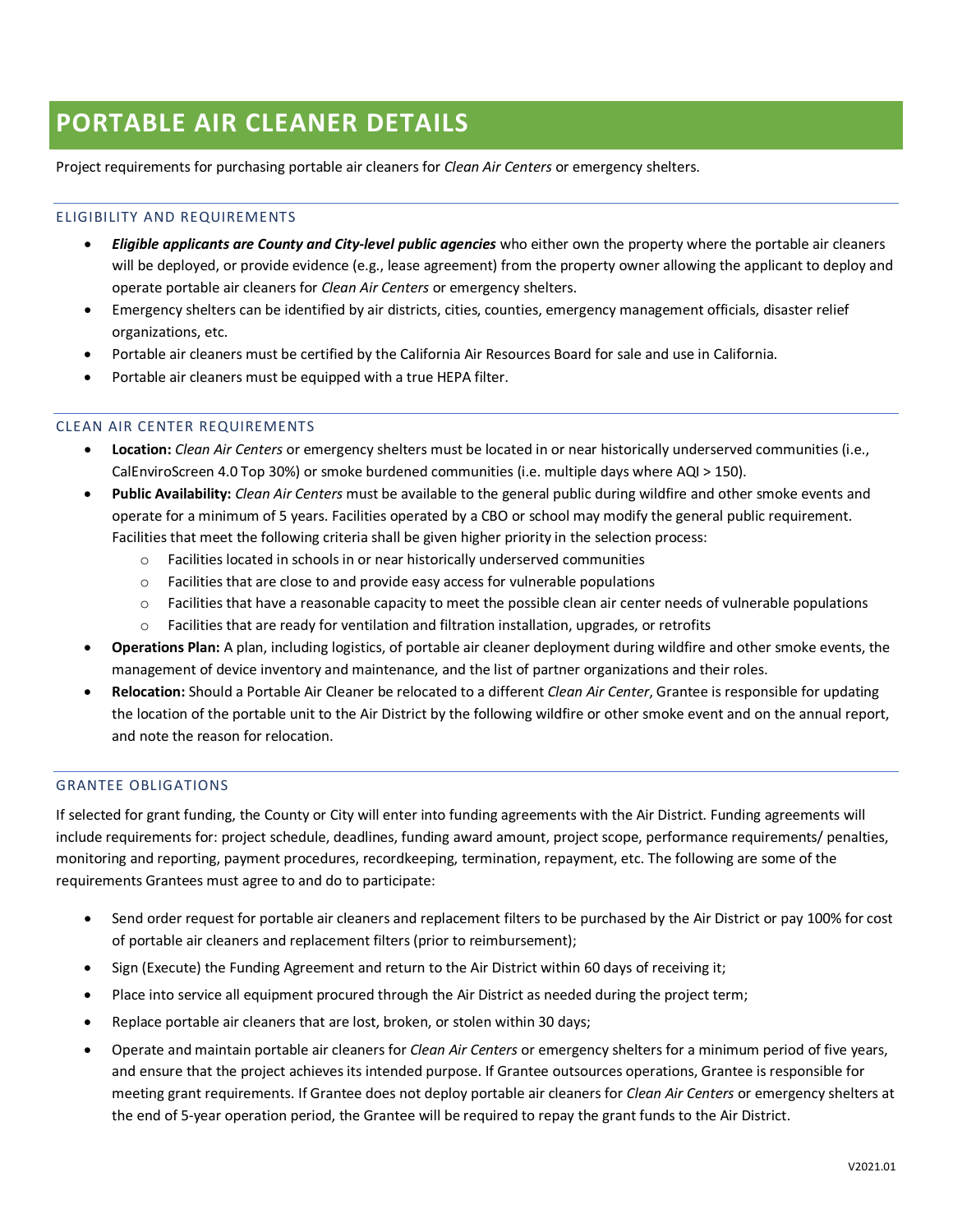# PORTABLE AIR CLEANER DETAILS

Project requirements for purchasing portable air cleaners for *Clean Air Centers* or emergency shelters.

## ELIGIBILITY AND REQUIREMENTS

- ***Eligible applicants are County and City-level public agencies*** who either own the property where the portable air cleaners will be deployed, or provide evidence (e.g., lease agreement) from the property owner allowing the applicant to deploy and operate portable air cleaners for *Clean Air Centers* or emergency shelters.
- Emergency shelters can be identified by air districts, cities, counties, emergency management officials, disaster relief organizations, etc.
- Portable air cleaners must be certified by the California Air Resources Board for sale and use in California.
- Portable air cleaners must be equipped with a true HEPA filter.

## CLEAN AIR CENTER REQUIREMENTS

- **Location:** *Clean Air Centers* or emergency shelters must be located in or near historically underserved communities (i.e., CalEnviroScreen 4.0 Top 30%) or smoke burdened communities (i.e. multiple days where AQI > 150).
- **Public Availability:** *Clean Air Centers* must be available to the general public during wildfire and other smoke events and operate for a minimum of 5 years. Facilities operated by a CBO or school may modify the general public requirement. Facilities that meet the following criteria shall be given higher priority in the selection process:
  - Facilities located in schools in or near historically underserved communities
  - Facilities that are close to and provide easy access for vulnerable populations
  - Facilities that have a reasonable capacity to meet the possible clean air center needs of vulnerable populations
  - Facilities that are ready for ventilation and filtration installation, upgrades, or retrofits
- **Operations Plan:** A plan, including logistics, of portable air cleaner deployment during wildfire and other smoke events, the management of device inventory and maintenance, and the list of partner organizations and their roles.
- **Relocation:** Should a Portable Air Cleaner be relocated to a different *Clean Air Center*, Grantee is responsible for updating the location of the portable unit to the Air District by the following wildfire or other smoke event and on the annual report, and note the reason for relocation.

## GRANTEE OBLIGATIONS

If selected for grant funding, the County or City will enter into funding agreements with the Air District. Funding agreements will include requirements for: project schedule, deadlines, funding award amount, project scope, performance requirements/ penalties, monitoring and reporting, payment procedures, recordkeeping, termination, repayment, etc. The following are some of the requirements Grantees must agree to and do to participate:

- Send order request for portable air cleaners and replacement filters to be purchased by the Air District or pay 100% for cost of portable air cleaners and replacement filters (prior to reimbursement);
- Sign (Execute) the Funding Agreement and return to the Air District within 60 days of receiving it;
- Place into service all equipment procured through the Air District as needed during the project term;
- Replace portable air cleaners that are lost, broken, or stolen within 30 days;
- Operate and maintain portable air cleaners for *Clean Air Centers* or emergency shelters for a minimum period of five years, and ensure that the project achieves its intended purpose. If Grantee outsources operations, Grantee is responsible for meeting grant requirements. If Grantee does not deploy portable air cleaners for *Clean Air Centers* or emergency shelters at the end of 5-year operation period, the Grantee will be required to repay the grant funds to the Air District.

V2021.01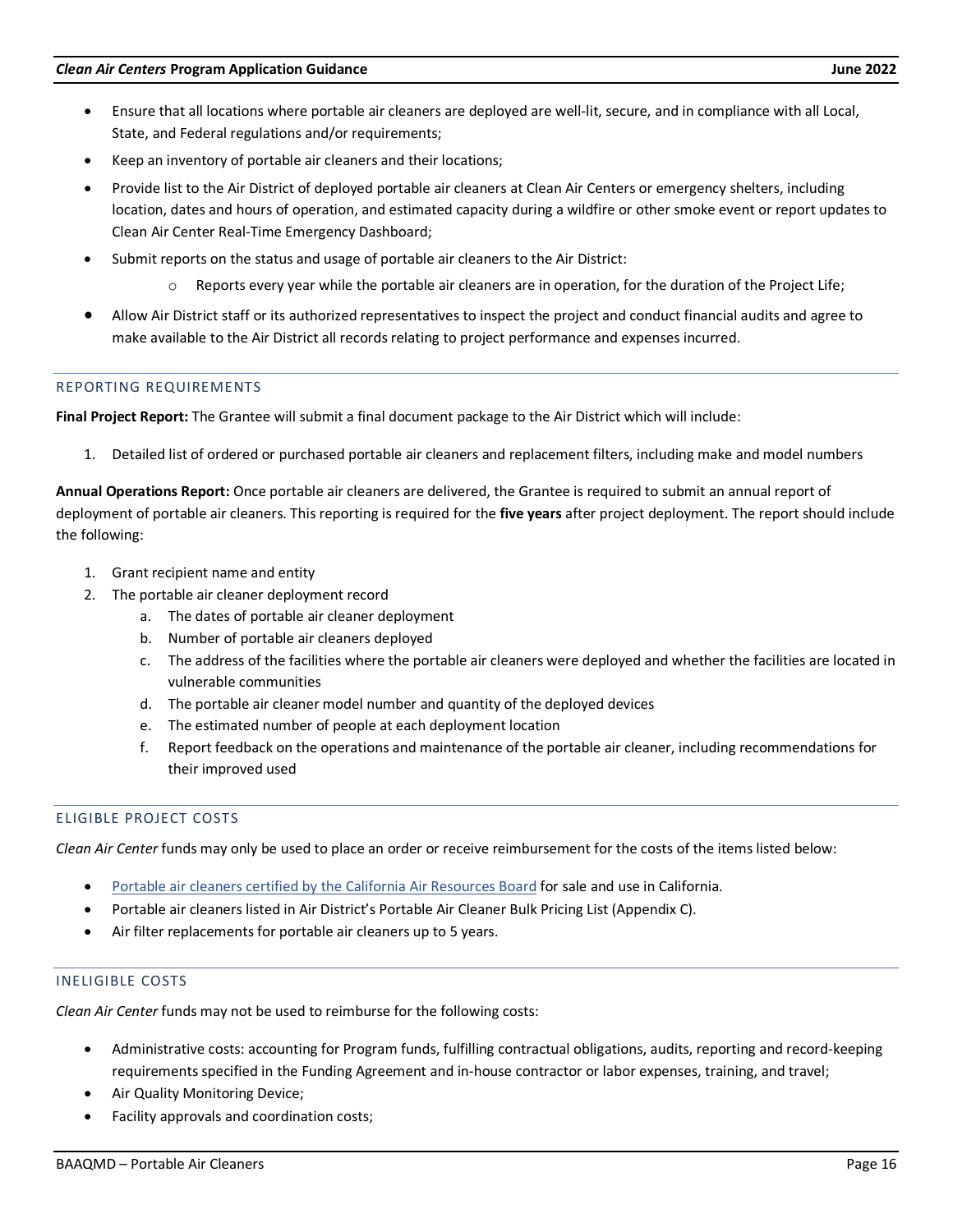- Ensure that all locations where portable air cleaners are deployed are well-lit, secure, and in compliance with all Local, State, and Federal regulations and/or requirements;
- Keep an inventory of portable air cleaners and their locations;
- Provide list to the Air District of deployed portable air cleaners at Clean Air Centers or emergency shelters, including location, dates and hours of operation, and estimated capacity during a wildfire or other smoke event or report updates to Clean Air Center Real-Time Emergency Dashboard;
- Submit reports on the status and usage of portable air cleaners to the Air District:
  - Reports every year while the portable air cleaners are in operation, for the duration of the Project Life;
- Allow Air District staff or its authorized representatives to inspect the project and conduct financial audits and agree to make available to the Air District all records relating to project performance and expenses incurred.

## REPORTING REQUIREMENTS

**Final Project Report:** The Grantee will submit a final document package to the Air District which will include:

1. Detailed list of ordered or purchased portable air cleaners and replacement filters, including make and model numbers

**Annual Operations Report:** Once portable air cleaners are delivered, the Grantee is required to submit an annual report of deployment of portable air cleaners. This reporting is required for the **five years** after project deployment. The report should include the following:

1. Grant recipient name and entity
2. The portable air cleaner deployment record
   a. The dates of portable air cleaner deployment
   b. Number of portable air cleaners deployed
   c. The address of the facilities where the portable air cleaners were deployed and whether the facilities are located in vulnerable communities
   d. The portable air cleaner model number and quantity of the deployed devices
   e. The estimated number of people at each deployment location
   f. Report feedback on the operations and maintenance of the portable air cleaner, including recommendations for their improved used

## ELIGIBLE PROJECT COSTS

*Clean Air Center* funds may only be used to place an order or receive reimbursement for the costs of the items listed below:

- Portable air cleaners certified by the California Air Resources Board for sale and use in California.
- Portable air cleaners listed in Air District's Portable Air Cleaner Bulk Pricing List (Appendix C).
- Air filter replacements for portable air cleaners up to 5 years.

## INELIGIBLE COSTS

*Clean Air Center* funds may not be used to reimburse for the following costs:

- Administrative costs: accounting for Program funds, fulfilling contractual obligations, audits, reporting and record-keeping requirements specified in the Funding Agreement and in-house contractor or labor expenses, training, and travel;
- Air Quality Monitoring Device;
- Facility approvals and coordination costs;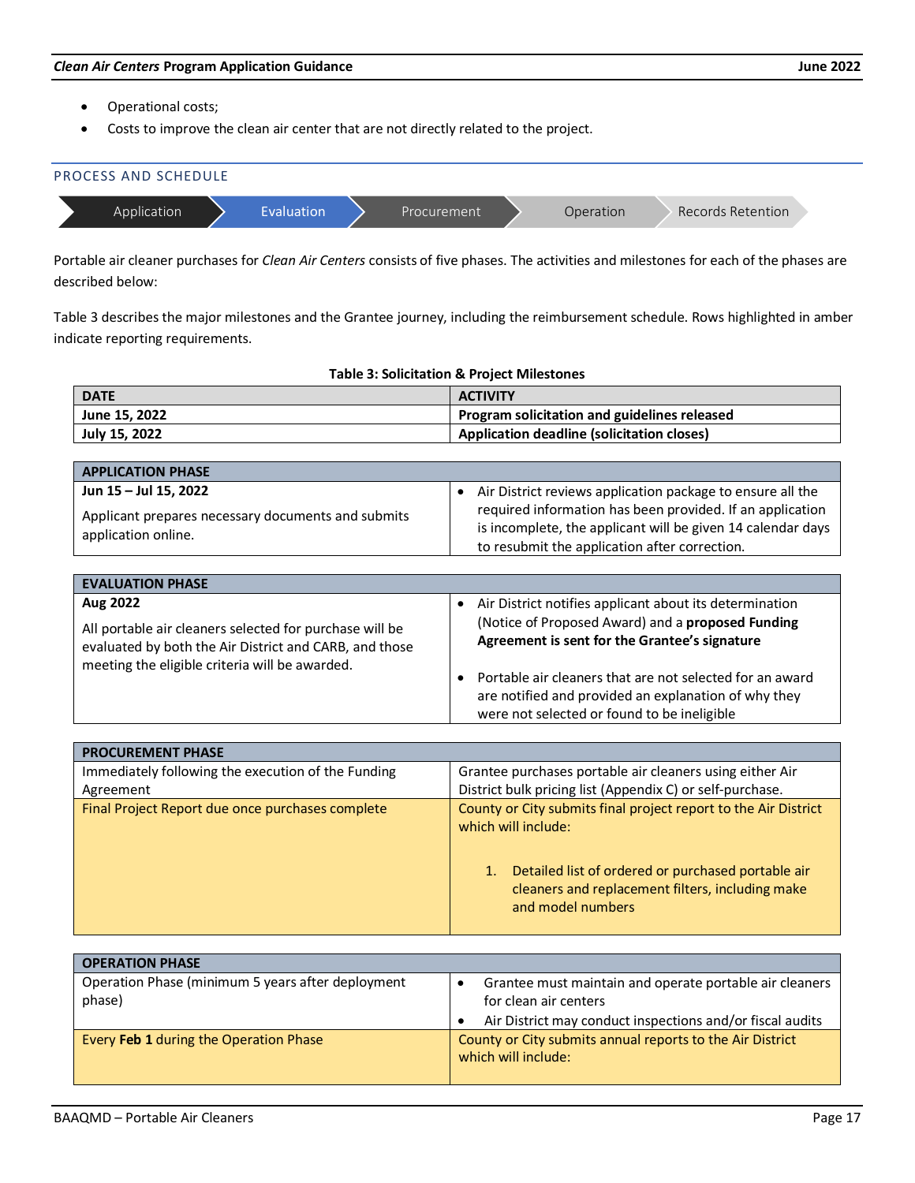- Operational costs;
- Costs to improve the clean air center that are not directly related to the project.

## PROCESS AND SCHEDULE

Application → Evaluation → Procurement → Operation → Records Retention

Portable air cleaner purchases for *Clean Air Centers* consists of five phases. The activities and milestones for each of the phases are described below:

Table 3 describes the major milestones and the Grantee journey, including the reimbursement schedule. Rows highlighted in amber indicate reporting requirements.

**Table 3: Solicitation & Project Milestones**

| DATE | ACTIVITY |
|---|---|
| **June 15, 2022** | **Program solicitation and guidelines released** |
| **July 15, 2022** | **Application deadline (solicitation closes)** |

| APPLICATION PHASE | |
|---|---|
| **Jun 15 – Jul 15, 2022**<br><br>Applicant prepares necessary documents and submits application online. | • Air District reviews application package to ensure all the required information has been provided. If an application is incomplete, the applicant will be given 14 calendar days to resubmit the application after correction. |

| EVALUATION PHASE | |
|---|---|
| **Aug 2022**<br><br>All portable air cleaners selected for purchase will be evaluated by both the Air District and CARB, and those meeting the eligible criteria will be awarded. | • Air District notifies applicant about its determination (Notice of Proposed Award) and a **proposed Funding Agreement is sent for the Grantee's signature**<br><br>• Portable air cleaners that are not selected for an award are notified and provided an explanation of why they were not selected or found to be ineligible |

| PROCUREMENT PHASE | |
|---|---|
| Immediately following the execution of the Funding Agreement | Grantee purchases portable air cleaners using either Air District bulk pricing list (Appendix C) or self-purchase. |
| Final Project Report due once purchases complete | County or City submits final project report to the Air District which will include:<br><br>1. Detailed list of ordered or purchased portable air cleaners and replacement filters, including make and model numbers |

| OPERATION PHASE | |
|---|---|
| Operation Phase (minimum 5 years after deployment phase) | • Grantee must maintain and operate portable air cleaners for clean air centers<br>• Air District may conduct inspections and/or fiscal audits |
| Every **Feb 1** during the Operation Phase | County or City submits annual reports to the Air District which will include: |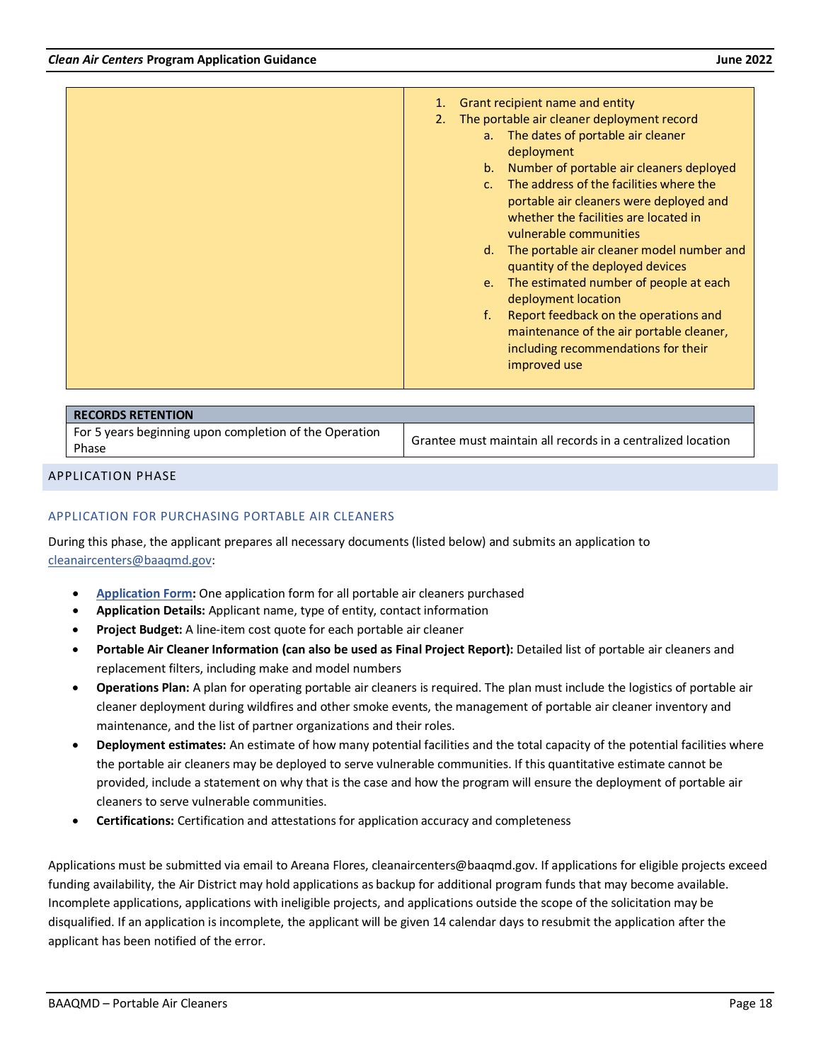| | |
|---|---|
| | 1. Grant recipient name and entity<br>2. The portable air cleaner deployment record<br>a. The dates of portable air cleaner deployment<br>b. Number of portable air cleaners deployed<br>c. The address of the facilities where the portable air cleaners were deployed and whether the facilities are located in vulnerable communities<br>d. The portable air cleaner model number and quantity of the deployed devices<br>e. The estimated number of people at each deployment location<br>f. Report feedback on the operations and maintenance of the air portable cleaner, including recommendations for their improved use |

| RECORDS RETENTION | |
|---|---|
| For 5 years beginning upon completion of the Operation Phase | Grantee must maintain all records in a centralized location |

## APPLICATION PHASE

### APPLICATION FOR PURCHASING PORTABLE AIR CLEANERS

During this phase, the applicant prepares all necessary documents (listed below) and submits an application to cleanaircenters@baaqmd.gov:

- **Application Form:** One application form for all portable air cleaners purchased
- **Application Details:** Applicant name, type of entity, contact information
- **Project Budget:** A line-item cost quote for each portable air cleaner
- **Portable Air Cleaner Information (can also be used as Final Project Report):** Detailed list of portable air cleaners and replacement filters, including make and model numbers
- **Operations Plan:** A plan for operating portable air cleaners is required. The plan must include the logistics of portable air cleaner deployment during wildfires and other smoke events, the management of portable air cleaner inventory and maintenance, and the list of partner organizations and their roles.
- **Deployment estimates:** An estimate of how many potential facilities and the total capacity of the potential facilities where the portable air cleaners may be deployed to serve vulnerable communities. If this quantitative estimate cannot be provided, include a statement on why that is the case and how the program will ensure the deployment of portable air cleaners to serve vulnerable communities.
- **Certifications:** Certification and attestations for application accuracy and completeness

Applications must be submitted via email to Areana Flores, cleanaircenters@baaqmd.gov. If applications for eligible projects exceed funding availability, the Air District may hold applications as backup for additional program funds that may become available. Incomplete applications, applications with ineligible projects, and applications outside the scope of the solicitation may be disqualified. If an application is incomplete, the applicant will be given 14 calendar days to resubmit the application after the applicant has been notified of the error.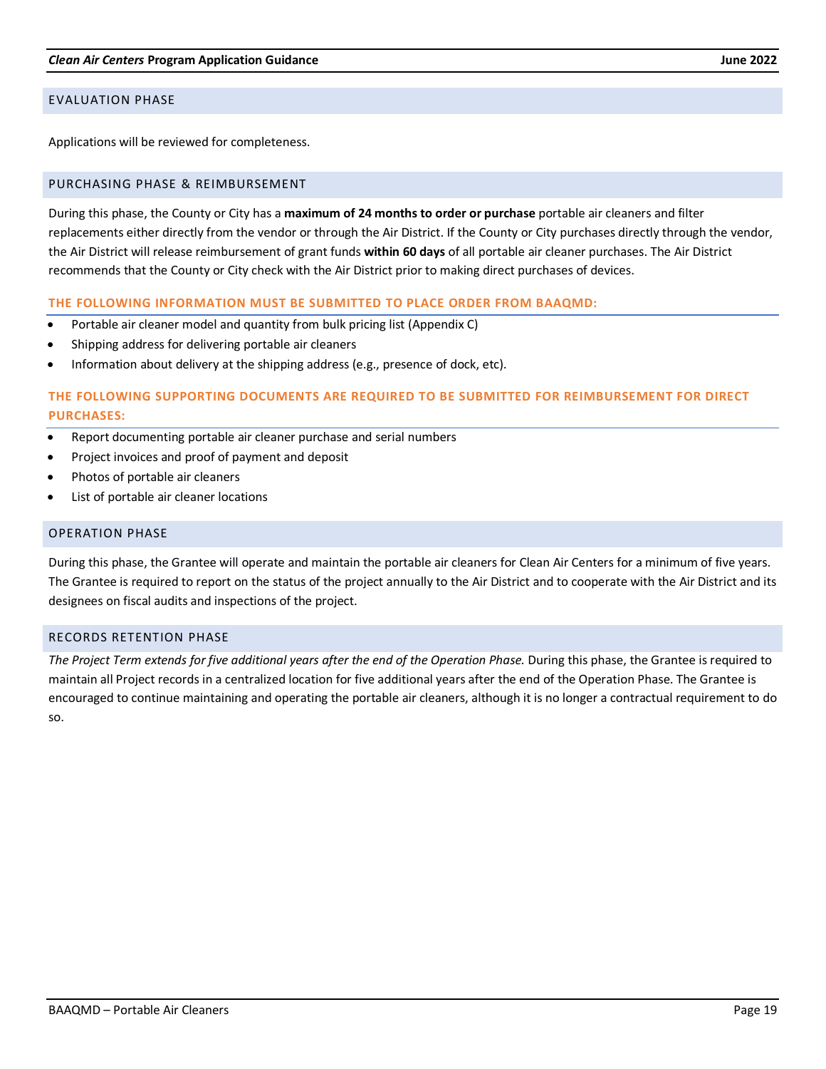## EVALUATION PHASE

Applications will be reviewed for completeness.

## PURCHASING PHASE & REIMBURSEMENT

During this phase, the County or City has a **maximum of 24 months to order or purchase** portable air cleaners and filter replacements either directly from the vendor or through the Air District. If the County or City purchases directly through the vendor, the Air District will release reimbursement of grant funds **within 60 days** of all portable air cleaner purchases. The Air District recommends that the County or City check with the Air District prior to making direct purchases of devices.

### THE FOLLOWING INFORMATION MUST BE SUBMITTED TO PLACE ORDER FROM BAAQMD:

- Portable air cleaner model and quantity from bulk pricing list (Appendix C)
- Shipping address for delivering portable air cleaners
- Information about delivery at the shipping address (e.g., presence of dock, etc).

### THE FOLLOWING SUPPORTING DOCUMENTS ARE REQUIRED TO BE SUBMITTED FOR REIMBURSEMENT FOR DIRECT PURCHASES:

- Report documenting portable air cleaner purchase and serial numbers
- Project invoices and proof of payment and deposit
- Photos of portable air cleaners
- List of portable air cleaner locations

## OPERATION PHASE

During this phase, the Grantee will operate and maintain the portable air cleaners for Clean Air Centers for a minimum of five years. The Grantee is required to report on the status of the project annually to the Air District and to cooperate with the Air District and its designees on fiscal audits and inspections of the project.

## RECORDS RETENTION PHASE

*The Project Term extends for five additional years after the end of the Operation Phase.* During this phase, the Grantee is required to maintain all Project records in a centralized location for five additional years after the end of the Operation Phase. The Grantee is encouraged to continue maintaining and operating the portable air cleaners, although it is no longer a contractual requirement to do so.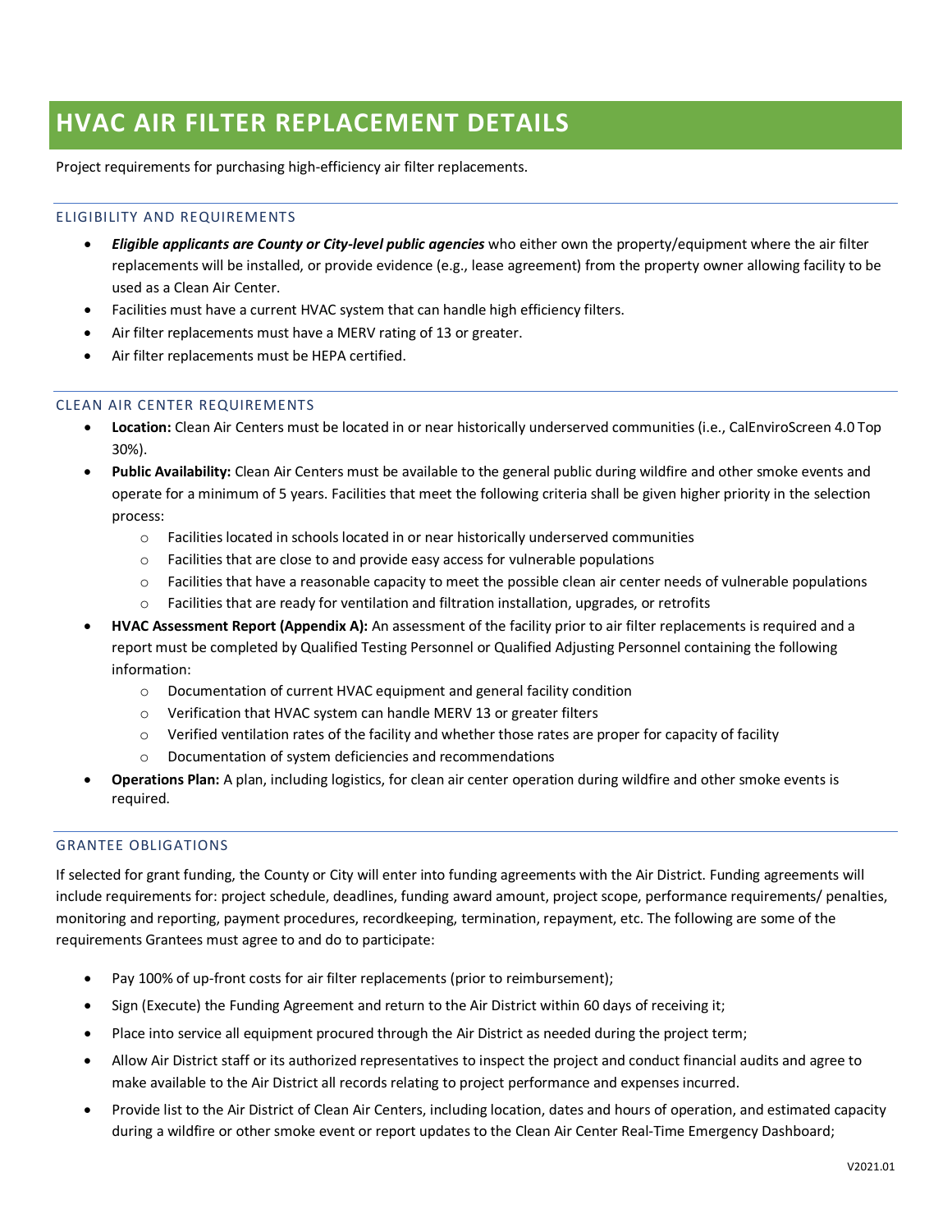# HVAC AIR FILTER REPLACEMENT DETAILS

Project requirements for purchasing high-efficiency air filter replacements.

## ELIGIBILITY AND REQUIREMENTS

- ***Eligible applicants are County or City-level public agencies*** who either own the property/equipment where the air filter replacements will be installed, or provide evidence (e.g., lease agreement) from the property owner allowing facility to be used as a Clean Air Center.
- Facilities must have a current HVAC system that can handle high efficiency filters.
- Air filter replacements must have a MERV rating of 13 or greater.
- Air filter replacements must be HEPA certified.

## CLEAN AIR CENTER REQUIREMENTS

- **Location:** Clean Air Centers must be located in or near historically underserved communities (i.e., CalEnviroScreen 4.0 Top 30%).
- **Public Availability:** Clean Air Centers must be available to the general public during wildfire and other smoke events and operate for a minimum of 5 years. Facilities that meet the following criteria shall be given higher priority in the selection process:
    - Facilities located in schools located in or near historically underserved communities
    - Facilities that are close to and provide easy access for vulnerable populations
    - Facilities that have a reasonable capacity to meet the possible clean air center needs of vulnerable populations
    - Facilities that are ready for ventilation and filtration installation, upgrades, or retrofits
- **HVAC Assessment Report (Appendix A):** An assessment of the facility prior to air filter replacements is required and a report must be completed by Qualified Testing Personnel or Qualified Adjusting Personnel containing the following information:
    - Documentation of current HVAC equipment and general facility condition
    - Verification that HVAC system can handle MERV 13 or greater filters
    - Verified ventilation rates of the facility and whether those rates are proper for capacity of facility
    - Documentation of system deficiencies and recommendations
- **Operations Plan:** A plan, including logistics, for clean air center operation during wildfire and other smoke events is required.

## GRANTEE OBLIGATIONS

If selected for grant funding, the County or City will enter into funding agreements with the Air District. Funding agreements will include requirements for: project schedule, deadlines, funding award amount, project scope, performance requirements/ penalties, monitoring and reporting, payment procedures, recordkeeping, termination, repayment, etc. The following are some of the requirements Grantees must agree to and do to participate:

- Pay 100% of up-front costs for air filter replacements (prior to reimbursement);
- Sign (Execute) the Funding Agreement and return to the Air District within 60 days of receiving it;
- Place into service all equipment procured through the Air District as needed during the project term;
- Allow Air District staff or its authorized representatives to inspect the project and conduct financial audits and agree to make available to the Air District all records relating to project performance and expenses incurred.
- Provide list to the Air District of Clean Air Centers, including location, dates and hours of operation, and estimated capacity during a wildfire or other smoke event or report updates to the Clean Air Center Real-Time Emergency Dashboard;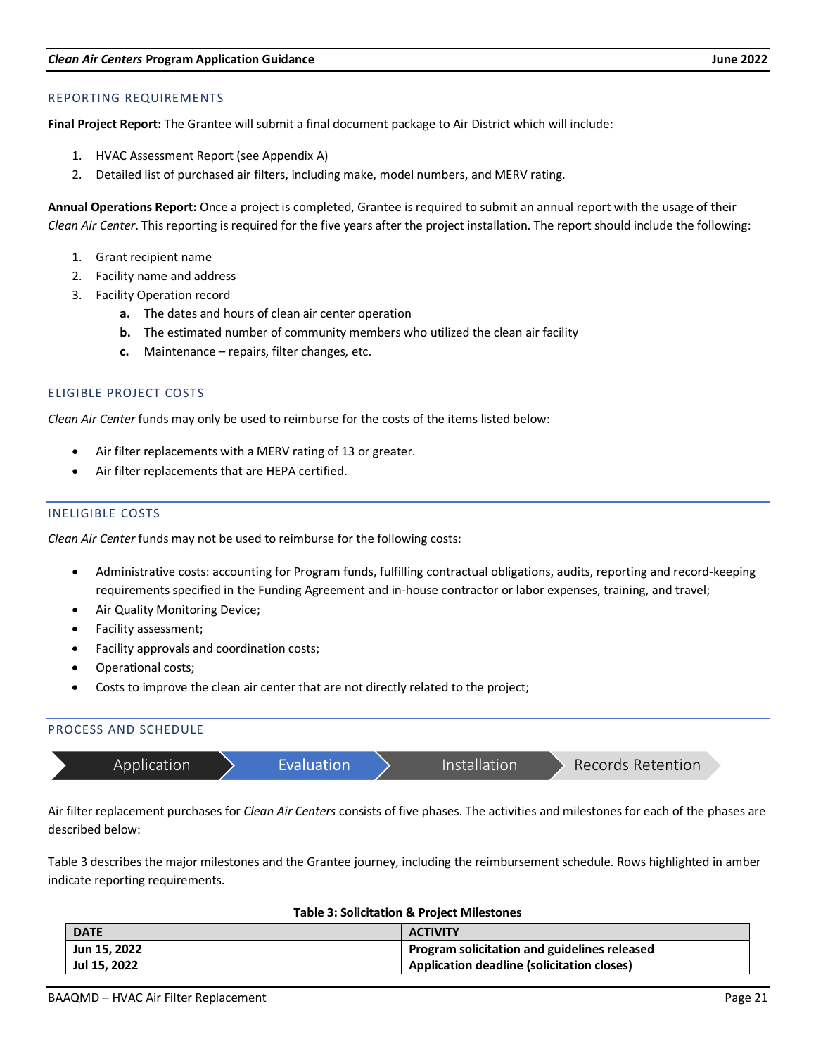## REPORTING REQUIREMENTS

**Final Project Report:** The Grantee will submit a final document package to Air District which will include:

1. HVAC Assessment Report (see Appendix A)
2. Detailed list of purchased air filters, including make, model numbers, and MERV rating.

**Annual Operations Report:** Once a project is completed, Grantee is required to submit an annual report with the usage of their *Clean Air Center*. This reporting is required for the five years after the project installation. The report should include the following:

1. Grant recipient name
2. Facility name and address
3. Facility Operation record
    - **a.** The dates and hours of clean air center operation
    - **b.** The estimated number of community members who utilized the clean air facility
    - **c.** Maintenance – repairs, filter changes, etc.

## ELIGIBLE PROJECT COSTS

*Clean Air Center* funds may only be used to reimburse for the costs of the items listed below:

- Air filter replacements with a MERV rating of 13 or greater.
- Air filter replacements that are HEPA certified.

## INELIGIBLE COSTS

*Clean Air Center* funds may not be used to reimburse for the following costs:

- Administrative costs: accounting for Program funds, fulfilling contractual obligations, audits, reporting and record-keeping requirements specified in the Funding Agreement and in-house contractor or labor expenses, training, and travel;
- Air Quality Monitoring Device;
- Facility assessment;
- Facility approvals and coordination costs;
- Operational costs;
- Costs to improve the clean air center that are not directly related to the project;

## PROCESS AND SCHEDULE

Application → Evaluation → Installation → Records Retention

Air filter replacement purchases for *Clean Air Centers* consists of five phases. The activities and milestones for each of the phases are described below:

Table 3 describes the major milestones and the Grantee journey, including the reimbursement schedule. Rows highlighted in amber indicate reporting requirements.

**Table 3: Solicitation & Project Milestones**

| DATE | ACTIVITY |
|---|---|
| **Jun 15, 2022** | **Program solicitation and guidelines released** |
| **Jul 15, 2022** | **Application deadline (solicitation closes)** |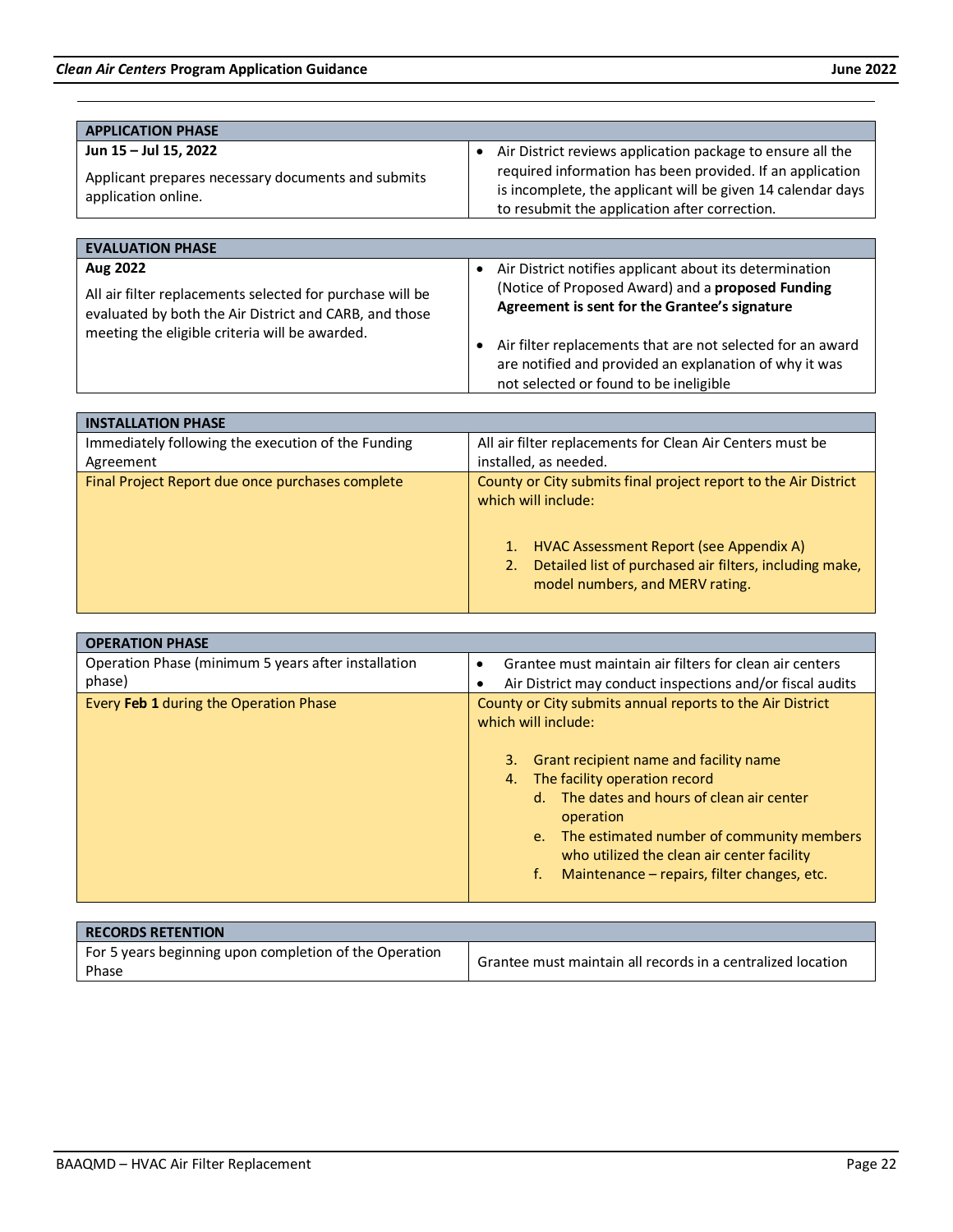| APPLICATION PHASE | |
|---|---|
| **Jun 15 – Jul 15, 2022**<br><br>Applicant prepares necessary documents and submits application online. | • Air District reviews application package to ensure all the required information has been provided. If an application is incomplete, the applicant will be given 14 calendar days to resubmit the application after correction. |

| EVALUATION PHASE | |
|---|---|
| **Aug 2022**<br><br>All air filter replacements selected for purchase will be evaluated by both the Air District and CARB, and those meeting the eligible criteria will be awarded. | • Air District notifies applicant about its determination (Notice of Proposed Award) and a **proposed Funding Agreement is sent for the Grantee's signature**<br><br>• Air filter replacements that are not selected for an award are notified and provided an explanation of why it was not selected or found to be ineligible |

| INSTALLATION PHASE | |
|---|---|
| Immediately following the execution of the Funding Agreement | All air filter replacements for Clean Air Centers must be installed, as needed. |
| Final Project Report due once purchases complete | County or City submits final project report to the Air District which will include:<br><br>1. HVAC Assessment Report (see Appendix A)<br>2. Detailed list of purchased air filters, including make, model numbers, and MERV rating. |

| OPERATION PHASE | |
|---|---|
| Operation Phase (minimum 5 years after installation phase) | • Grantee must maintain air filters for clean air centers<br>• Air District may conduct inspections and/or fiscal audits |
| Every **Feb 1** during the Operation Phase | County or City submits annual reports to the Air District which will include:<br><br>3. Grant recipient name and facility name<br>4. The facility operation record<br>&nbsp;&nbsp;&nbsp;&nbsp;d. The dates and hours of clean air center operation<br>&nbsp;&nbsp;&nbsp;&nbsp;e. The estimated number of community members who utilized the clean air center facility<br>&nbsp;&nbsp;&nbsp;&nbsp;f. Maintenance – repairs, filter changes, etc. |

| RECORDS RETENTION | |
|---|---|
| For 5 years beginning upon completion of the Operation Phase | Grantee must maintain all records in a centralized location |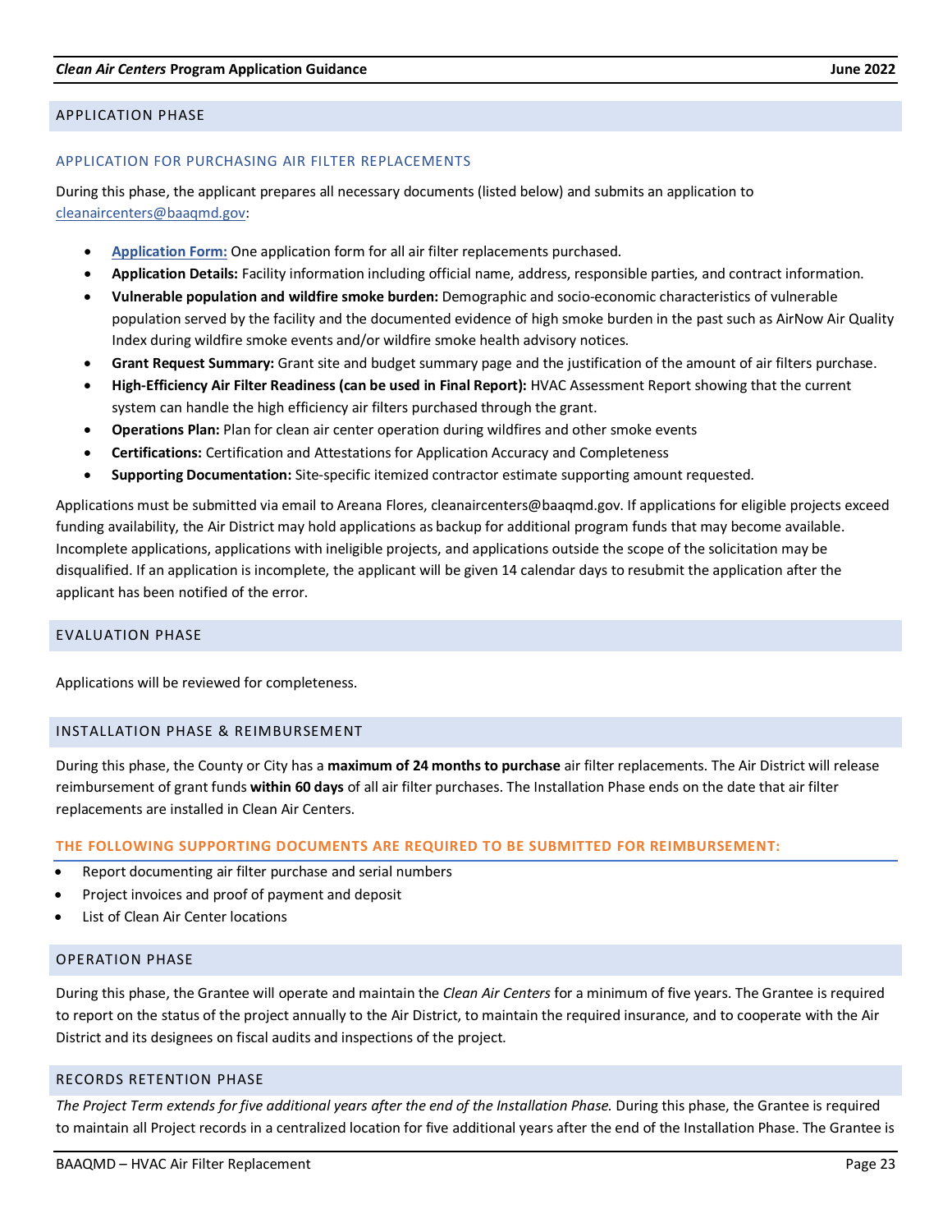## APPLICATION PHASE

### APPLICATION FOR PURCHASING AIR FILTER REPLACEMENTS

During this phase, the applicant prepares all necessary documents (listed below) and submits an application to cleanaircenters@baaqmd.gov:

- **Application Form:** One application form for all air filter replacements purchased.
- **Application Details:** Facility information including official name, address, responsible parties, and contract information.
- **Vulnerable population and wildfire smoke burden:** Demographic and socio-economic characteristics of vulnerable population served by the facility and the documented evidence of high smoke burden in the past such as AirNow Air Quality Index during wildfire smoke events and/or wildfire smoke health advisory notices.
- **Grant Request Summary:** Grant site and budget summary page and the justification of the amount of air filters purchase.
- **High-Efficiency Air Filter Readiness (can be used in Final Report):** HVAC Assessment Report showing that the current system can handle the high efficiency air filters purchased through the grant.
- **Operations Plan:** Plan for clean air center operation during wildfires and other smoke events
- **Certifications:** Certification and Attestations for Application Accuracy and Completeness
- **Supporting Documentation:** Site-specific itemized contractor estimate supporting amount requested.

Applications must be submitted via email to Areana Flores, cleanaircenters@baaqmd.gov. If applications for eligible projects exceed funding availability, the Air District may hold applications as backup for additional program funds that may become available. Incomplete applications, applications with ineligible projects, and applications outside the scope of the solicitation may be disqualified. If an application is incomplete, the applicant will be given 14 calendar days to resubmit the application after the applicant has been notified of the error.

## EVALUATION PHASE

Applications will be reviewed for completeness.

## INSTALLATION PHASE & REIMBURSEMENT

During this phase, the County or City has a **maximum of 24 months to purchase** air filter replacements. The Air District will release reimbursement of grant funds **within 60 days** of all air filter purchases. The Installation Phase ends on the date that air filter replacements are installed in Clean Air Centers.

### THE FOLLOWING SUPPORTING DOCUMENTS ARE REQUIRED TO BE SUBMITTED FOR REIMBURSEMENT:

- Report documenting air filter purchase and serial numbers
- Project invoices and proof of payment and deposit
- List of Clean Air Center locations

## OPERATION PHASE

During this phase, the Grantee will operate and maintain the *Clean Air Centers* for a minimum of five years. The Grantee is required to report on the status of the project annually to the Air District, to maintain the required insurance, and to cooperate with the Air District and its designees on fiscal audits and inspections of the project.

## RECORDS RETENTION PHASE

*The Project Term extends for five additional years after the end of the Installation Phase.* During this phase, the Grantee is required to maintain all Project records in a centralized location for five additional years after the end of the Installation Phase. The Grantee is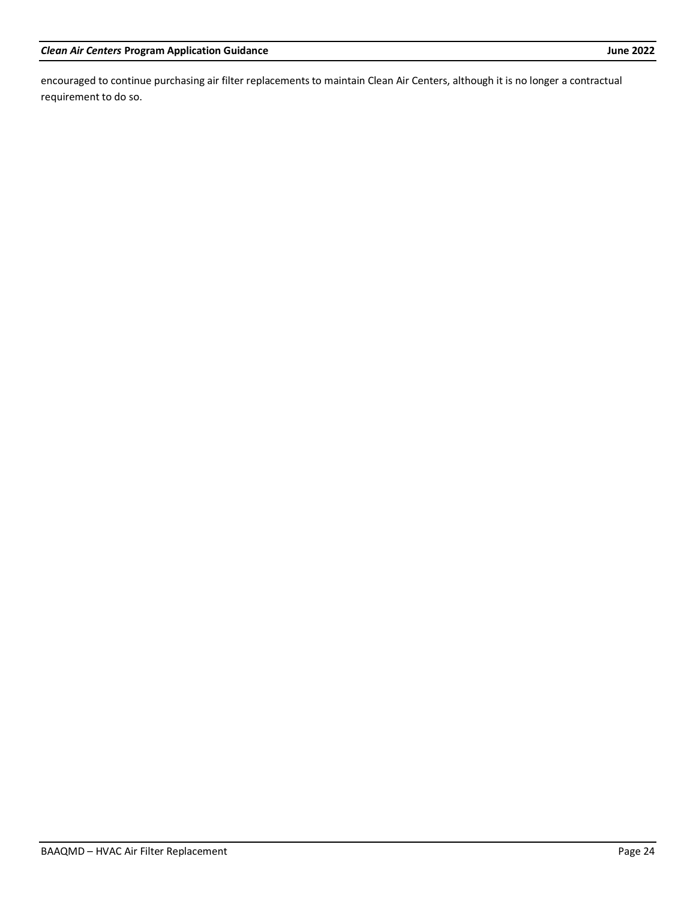encouraged to continue purchasing air filter replacements to maintain Clean Air Centers, although it is no longer a contractual requirement to do so.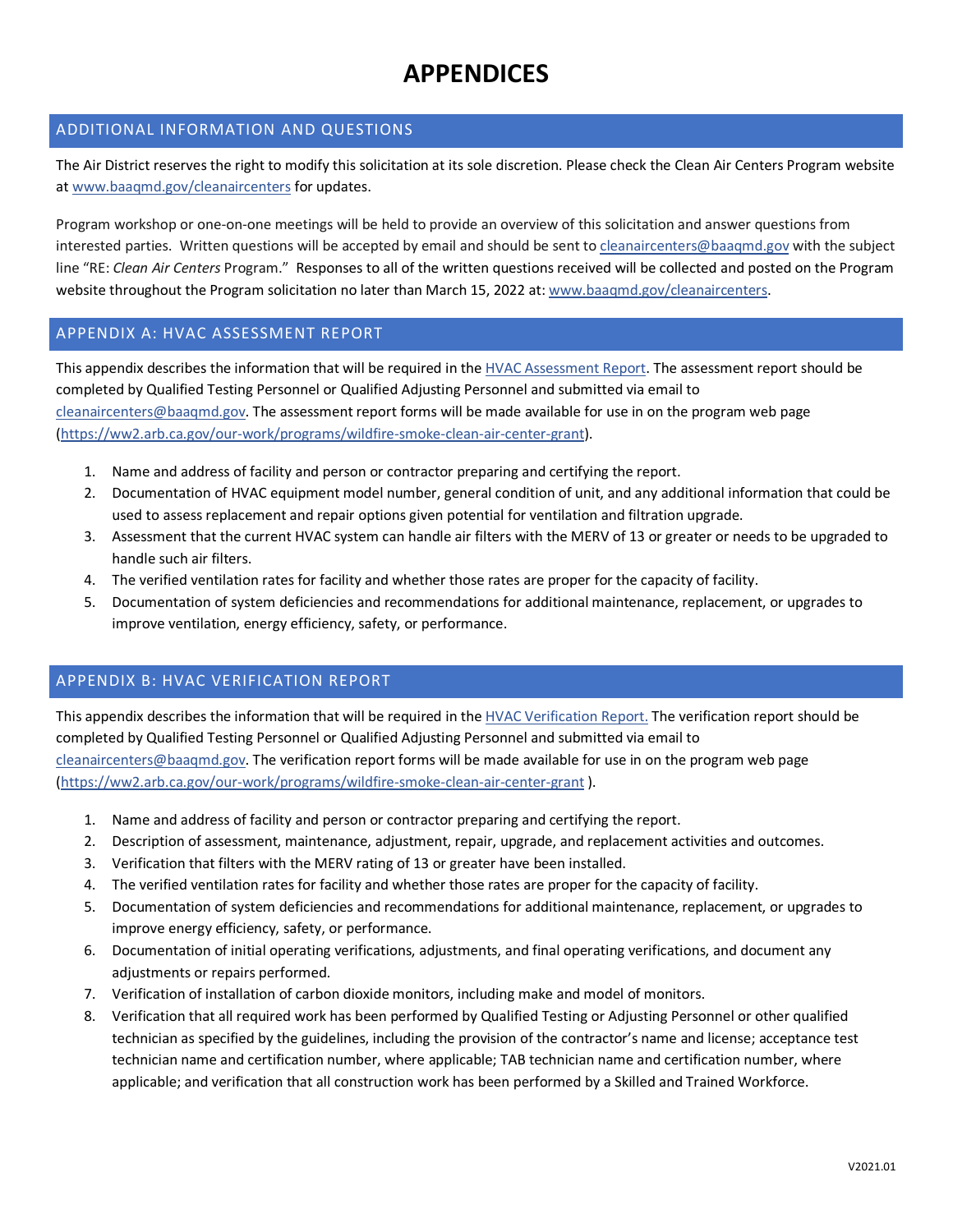# APPENDICES

## ADDITIONAL INFORMATION AND QUESTIONS

The Air District reserves the right to modify this solicitation at its sole discretion. Please check the Clean Air Centers Program website at www.baaqmd.gov/cleanaircenters for updates.

Program workshop or one-on-one meetings will be held to provide an overview of this solicitation and answer questions from interested parties. Written questions will be accepted by email and should be sent to cleanaircenters@baaqmd.gov with the subject line "RE: *Clean Air Centers* Program." Responses to all of the written questions received will be collected and posted on the Program website throughout the Program solicitation no later than March 15, 2022 at: www.baaqmd.gov/cleanaircenters.

## APPENDIX A: HVAC ASSESSMENT REPORT

This appendix describes the information that will be required in the HVAC Assessment Report. The assessment report should be completed by Qualified Testing Personnel or Qualified Adjusting Personnel and submitted via email to cleanaircenters@baaqmd.gov. The assessment report forms will be made available for use in on the program web page (https://ww2.arb.ca.gov/our-work/programs/wildfire-smoke-clean-air-center-grant).

1. Name and address of facility and person or contractor preparing and certifying the report.
2. Documentation of HVAC equipment model number, general condition of unit, and any additional information that could be used to assess replacement and repair options given potential for ventilation and filtration upgrade.
3. Assessment that the current HVAC system can handle air filters with the MERV of 13 or greater or needs to be upgraded to handle such air filters.
4. The verified ventilation rates for facility and whether those rates are proper for the capacity of facility.
5. Documentation of system deficiencies and recommendations for additional maintenance, replacement, or upgrades to improve ventilation, energy efficiency, safety, or performance.

## APPENDIX B: HVAC VERIFICATION REPORT

This appendix describes the information that will be required in the HVAC Verification Report. The verification report should be completed by Qualified Testing Personnel or Qualified Adjusting Personnel and submitted via email to cleanaircenters@baaqmd.gov. The verification report forms will be made available for use in on the program web page (https://ww2.arb.ca.gov/our-work/programs/wildfire-smoke-clean-air-center-grant ).

1. Name and address of facility and person or contractor preparing and certifying the report.
2. Description of assessment, maintenance, adjustment, repair, upgrade, and replacement activities and outcomes.
3. Verification that filters with the MERV rating of 13 or greater have been installed.
4. The verified ventilation rates for facility and whether those rates are proper for the capacity of facility.
5. Documentation of system deficiencies and recommendations for additional maintenance, replacement, or upgrades to improve energy efficiency, safety, or performance.
6. Documentation of initial operating verifications, adjustments, and final operating verifications, and document any adjustments or repairs performed.
7. Verification of installation of carbon dioxide monitors, including make and model of monitors.
8. Verification that all required work has been performed by Qualified Testing or Adjusting Personnel or other qualified technician as specified by the guidelines, including the provision of the contractor's name and license; acceptance test technician name and certification number, where applicable; TAB technician name and certification number, where applicable; and verification that all construction work has been performed by a Skilled and Trained Workforce.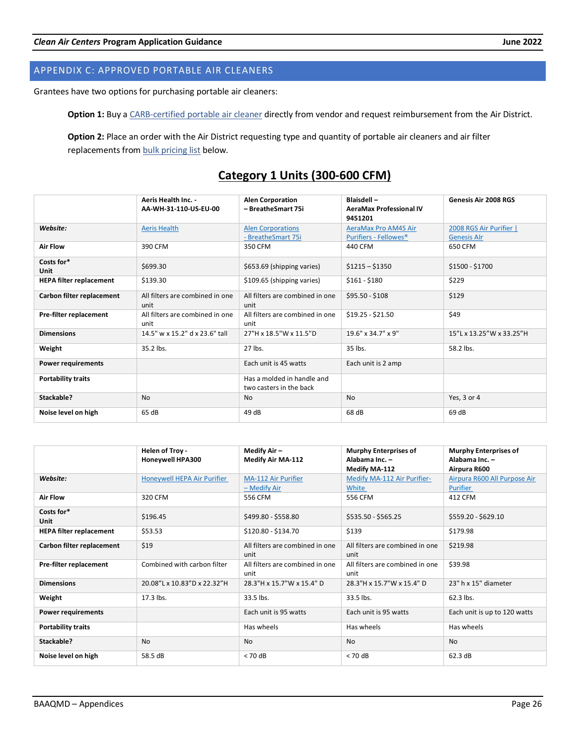## APPENDIX C: APPROVED PORTABLE AIR CLEANERS

Grantees have two options for purchasing portable air cleaners:

**Option 1:** Buy a CARB-certified portable air cleaner directly from vendor and request reimbursement from the Air District.

**Option 2:** Place an order with the Air District requesting type and quantity of portable air cleaners and air filter replacements from bulk pricing list below.

## Category 1 Units (300-600 CFM)

| | Aeris Health Inc. - AA-WH-31-110-US-EU-00 | Alen Corporation – BreatheSmart 75i | Blaisdell – AeraMax Professional IV 9451201 | Genesis Air 2008 RGS |
|---|---|---|---|---|
| ***Website:*** | Aeris Health | Alen Corporations - BreatheSmart 75i | AeraMax Pro AM4S Air Purifiers - Fellowes® | 2008 RGS Air Purifier \| Genesis Air |
| **Air Flow** | 390 CFM | 350 CFM | 440 CFM | 650 CFM |
| **Costs for* Unit** | $699.30 | $653.69 (shipping varies) | $1215 – $1350 | $1500 - $1700 |
| **HEPA filter replacement** | $139.30 | $109.65 (shipping varies) | $161 - $180 | $229 |
| **Carbon filter replacement** | All filters are combined in one unit | All filters are combined in one unit | $95.50 - $108 | $129 |
| **Pre-filter replacement** | All filters are combined in one unit | All filters are combined in one unit | $19.25 - $21.50 | $49 |
| **Dimensions** | 14.5" w x 15.2" d x 23.6" tall | 27"H x 18.5"W x 11.5"D | 19.6" x 34.7" x 9" | 15"L x 13.25"W x 33.25"H |
| **Weight** | 35.2 lbs. | 27 lbs. | 35 lbs. | 58.2 lbs. |
| **Power requirements** | | Each unit is 45 watts | Each unit is 2 amp | |
| **Portability traits** | | Has a molded in handle and two casters in the back | | |
| **Stackable?** | No | No | No | Yes, 3 or 4 |
| **Noise level on high** | 65 dB | 49 dB | 68 dB | 69 dB |

| | Helen of Troy - Honeywell HPA300 | Medify Air – Medify Air MA-112 | Murphy Enterprises of Alabama Inc. – Medify MA-112 | Murphy Enterprises of Alabama Inc. – Airpura R600 |
|---|---|---|---|---|
| ***Website:*** | Honeywell HEPA Air Purifier | MA-112 Air Purifier – Medify Air | Medify MA-112 Air Purifier-White | Airpura R600 All Purpose Air Purifier |
| **Air Flow** | 320 CFM | 556 CFM | 556 CFM | 412 CFM |
| **Costs for* Unit** | $196.45 | $499.80 - $558.80 | $535.50 - $565.25 | $559.20 - $629.10 |
| **HEPA filter replacement** | $53.53 | $120.80 - $134.70 | $139 | $179.98 |
| **Carbon filter replacement** | $19 | All filters are combined in one unit | All filters are combined in one unit | $219.98 |
| **Pre-filter replacement** | Combined with carbon filter | All filters are combined in one unit | All filters are combined in one unit | $39.98 |
| **Dimensions** | 20.08"L x 10.83"D x 22.32"H | 28.3"H x 15.7"W x 15.4" D | 28.3"H x 15.7"W x 15.4" D | 23" h x 15" diameter |
| **Weight** | 17.3 lbs. | 33.5 lbs. | 33.5 lbs. | 62.3 lbs. |
| **Power requirements** | | Each unit is 95 watts | Each unit is 95 watts | Each unit is up to 120 watts |
| **Portability traits** | | Has wheels | Has wheels | Has wheels |
| **Stackable?** | No | No | No | No |
| **Noise level on high** | 58.5 dB | < 70 dB | < 70 dB | 62.3 dB |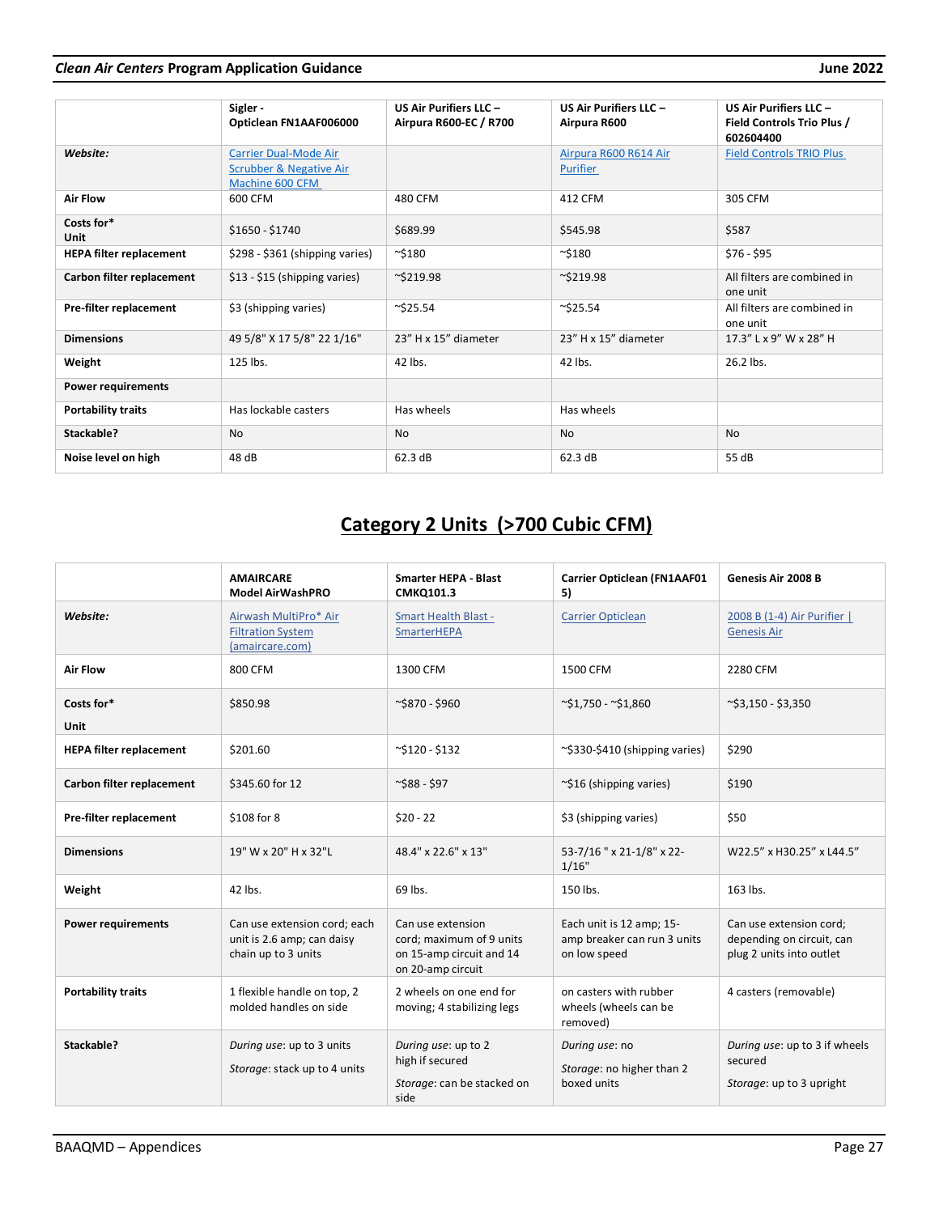| | Sigler - Opticlean FN1AAF006000 | US Air Purifiers LLC – Airpura R600-EC / R700 | US Air Purifiers LLC – Airpura R600 | US Air Purifiers LLC – Field Controls Trio Plus / 602604400 |
|---|---|---|---|---|
| ***Website:*** | Carrier Dual-Mode Air Scrubber & Negative Air Machine 600 CFM | | Airpura R600 R614 Air Purifier | Field Controls TRIO Plus |
| **Air Flow** | 600 CFM | 480 CFM | 412 CFM | 305 CFM |
| **Costs for* Unit** | $1650 - $1740 | $689.99 | $545.98 | $587 |
| **HEPA filter replacement** | $298 - $361 (shipping varies) | ~$180 | ~$180 | $76 - $95 |
| **Carbon filter replacement** | $13 - $15 (shipping varies) | ~$219.98 | ~$219.98 | All filters are combined in one unit |
| **Pre-filter replacement** | $3 (shipping varies) | ~$25.54 | ~$25.54 | All filters are combined in one unit |
| **Dimensions** | 49 5/8" X 17 5/8" 22 1/16" | 23" H x 15" diameter | 23" H x 15" diameter | 17.3" L x 9" W x 28" H |
| **Weight** | 125 lbs. | 42 lbs. | 42 lbs. | 26.2 lbs. |
| **Power requirements** | | | | |
| **Portability traits** | Has lockable casters | Has wheels | Has wheels | |
| **Stackable?** | No | No | No | No |
| **Noise level on high** | 48 dB | 62.3 dB | 62.3 dB | 55 dB |

## Category 2 Units (>700 Cubic CFM)

| | AMAIRCARE Model AirWashPRO | Smarter HEPA - Blast CMKQ101.3 | Carrier Opticlean (FN1AAF015) | Genesis Air 2008 B |
|---|---|---|---|---|
| ***Website:*** | Airwash MultiPro* Air Filtration System (amaircare.com) | Smart Health Blast - SmarterHEPA | Carrier Opticlean | 2008 B (1-4) Air Purifier \| Genesis Air |
| **Air Flow** | 800 CFM | 1300 CFM | 1500 CFM | 2280 CFM |
| **Costs for* Unit** | $850.98 | ~$870 - $960 | ~$1,750 - ~$1,860 | ~$3,150 - $3,350 |
| **HEPA filter replacement** | $201.60 | ~$120 - $132 | ~$330-$410 (shipping varies) | $290 |
| **Carbon filter replacement** | $345.60 for 12 | ~$88 - $97 | ~$16 (shipping varies) | $190 |
| **Pre-filter replacement** | $108 for 8 | $20 - 22 | $3 (shipping varies) | $50 |
| **Dimensions** | 19" W x 20" H x 32"L | 48.4" x 22.6" x 13" | 53-7/16 " x 21-1/8" x 22-1/16" | W22.5" x H30.25" x L44.5" |
| **Weight** | 42 lbs. | 69 lbs. | 150 lbs. | 163 lbs. |
| **Power requirements** | Can use extension cord; each unit is 2.6 amp; can daisy chain up to 3 units | Can use extension cord; maximum of 9 units on 15-amp circuit and 14 on 20-amp circuit | Each unit is 12 amp; 15-amp breaker can run 3 units on low speed | Can use extension cord; depending on circuit, can plug 2 units into outlet |
| **Portability traits** | 1 flexible handle on top, 2 molded handles on side | 2 wheels on one end for moving; 4 stabilizing legs | on casters with rubber wheels (wheels can be removed) | 4 casters (removable) |
| **Stackable?** | *During use*: up to 3 units<br>*Storage*: stack up to 4 units | *During use*: up to 2 high if secured<br>*Storage*: can be stacked on side | *During use*: no<br>*Storage*: no higher than 2 boxed units | *During use*: up to 3 if wheels secured<br>*Storage*: up to 3 upright |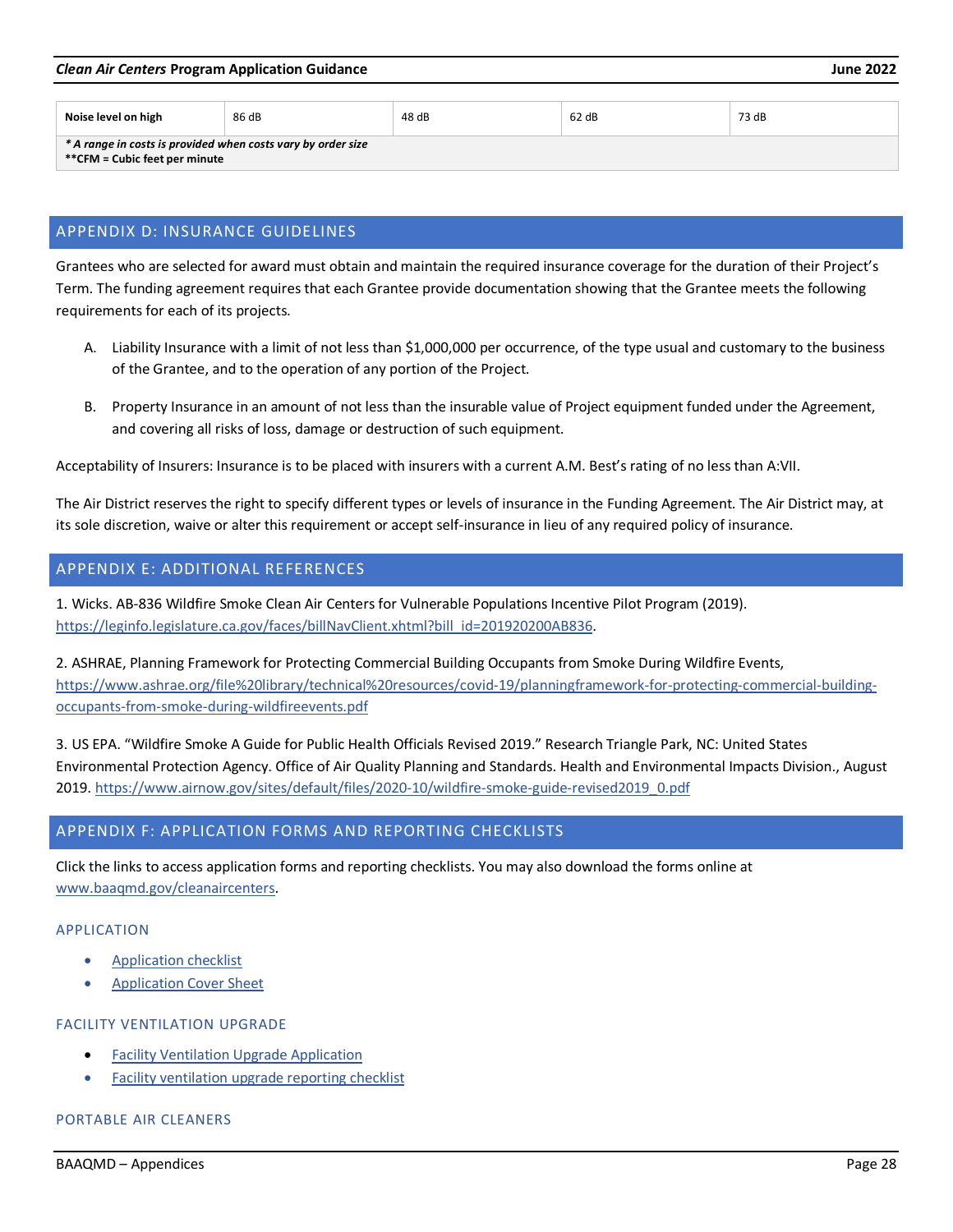| Noise level on high | 86 dB | 48 dB | 62 dB | 73 dB |
|---|---|---|---|---|
| *\* A range in costs is provided when costs vary by order size* <br> **\*\*CFM = Cubic feet per minute** | | | | |

## APPENDIX D: INSURANCE GUIDELINES

Grantees who are selected for award must obtain and maintain the required insurance coverage for the duration of their Project's Term. The funding agreement requires that each Grantee provide documentation showing that the Grantee meets the following requirements for each of its projects.

A. Liability Insurance with a limit of not less than $1,000,000 per occurrence, of the type usual and customary to the business of the Grantee, and to the operation of any portion of the Project.

B. Property Insurance in an amount of not less than the insurable value of Project equipment funded under the Agreement, and covering all risks of loss, damage or destruction of such equipment.

Acceptability of Insurers: Insurance is to be placed with insurers with a current A.M. Best's rating of no less than A:VII.

The Air District reserves the right to specify different types or levels of insurance in the Funding Agreement. The Air District may, at its sole discretion, waive or alter this requirement or accept self-insurance in lieu of any required policy of insurance.

## APPENDIX E: ADDITIONAL REFERENCES

1. Wicks. AB-836 Wildfire Smoke Clean Air Centers for Vulnerable Populations Incentive Pilot Program (2019). https://leginfo.legislature.ca.gov/faces/billNavClient.xhtml?bill_id=201920200AB836.

2. ASHRAE, Planning Framework for Protecting Commercial Building Occupants from Smoke During Wildfire Events, https://www.ashrae.org/file%20library/technical%20resources/covid-19/planningframework-for-protecting-commercial-building-occupants-from-smoke-during-wildfireevents.pdf

3. US EPA. "Wildfire Smoke A Guide for Public Health Officials Revised 2019." Research Triangle Park, NC: United States Environmental Protection Agency. Office of Air Quality Planning and Standards. Health and Environmental Impacts Division., August 2019. https://www.airnow.gov/sites/default/files/2020-10/wildfire-smoke-guide-revised2019_0.pdf

## APPENDIX F: APPLICATION FORMS AND REPORTING CHECKLISTS

Click the links to access application forms and reporting checklists. You may also download the forms online at www.baaqmd.gov/cleanaircenters.

### APPLICATION

- Application checklist
- Application Cover Sheet

### FACILITY VENTILATION UPGRADE

- Facility Ventilation Upgrade Application
- Facility ventilation upgrade reporting checklist

### PORTABLE AIR CLEANERS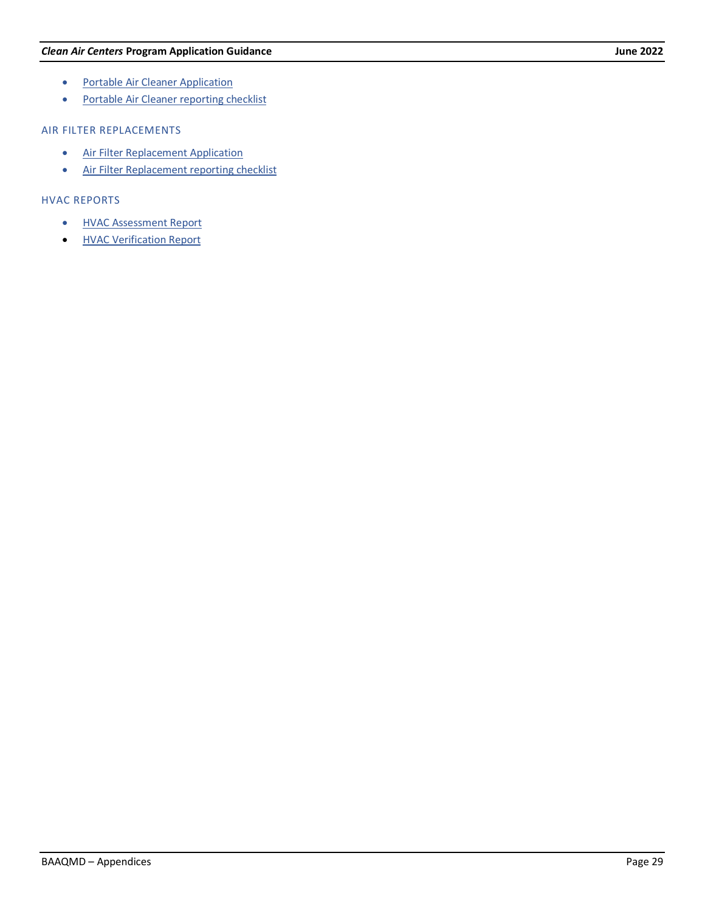- Portable Air Cleaner Application
- Portable Air Cleaner reporting checklist

### AIR FILTER REPLACEMENTS

- Air Filter Replacement Application
- Air Filter Replacement reporting checklist

### HVAC REPORTS

- HVAC Assessment Report
- HVAC Verification Report